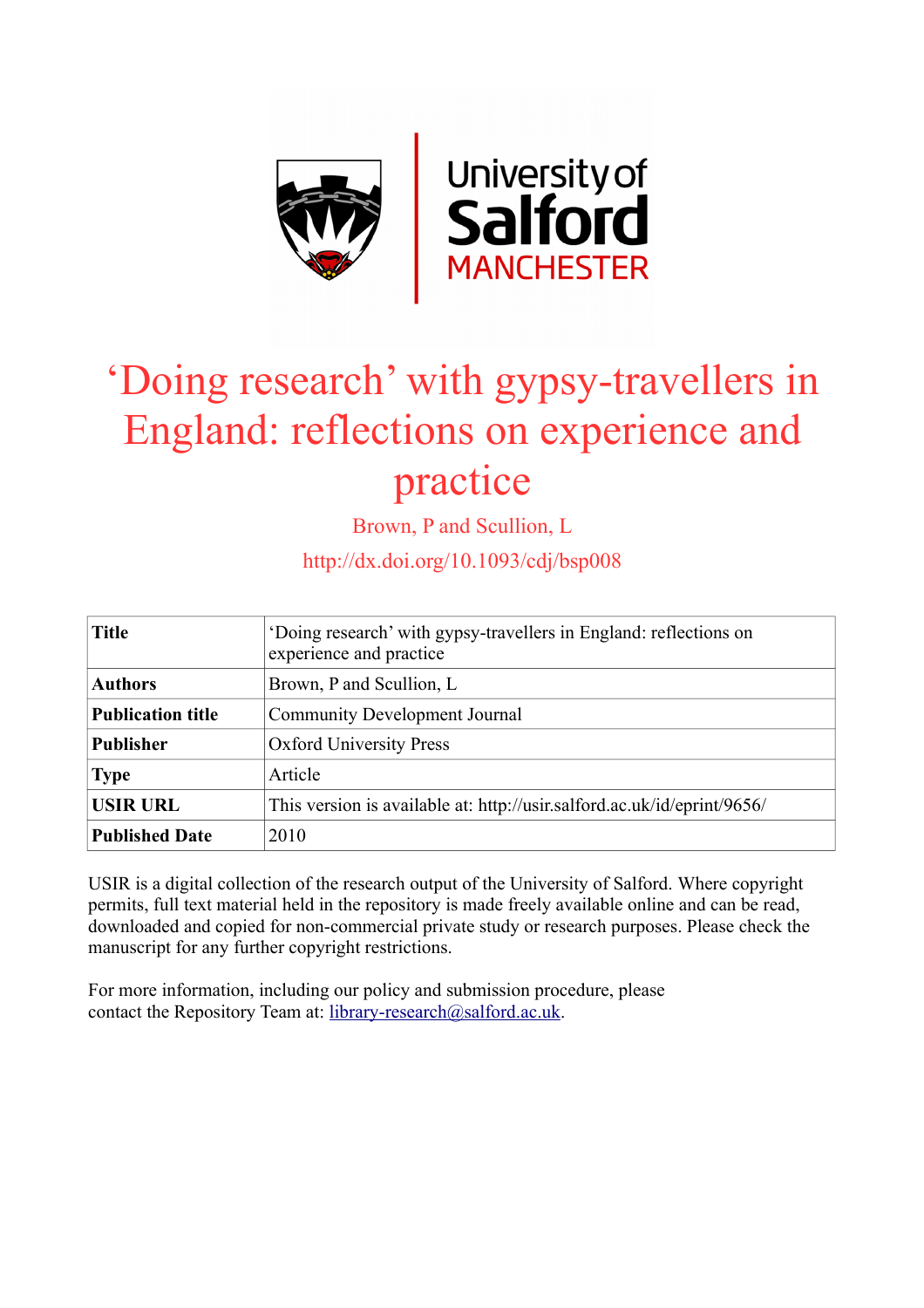# 'Doing research' with gypsy-travellers in England: reflections on experience and practice

Brown, P and Scullion, L

http://dx.doi.org/10.1093/cdj/bsp008

| | |
|---|---|
| **Title** | 'Doing research' with gypsy-travellers in England: reflections on experience and practice |
| **Authors** | Brown, P and Scullion, L |
| **Publication title** | Community Development Journal |
| **Publisher** | Oxford University Press |
| **Type** | Article |
| **USIR URL** | This version is available at: http://usir.salford.ac.uk/id/eprint/9656/ |
| **Published Date** | 2010 |

USIR is a digital collection of the research output of the University of Salford. Where copyright permits, full text material held in the repository is made freely available online and can be read, downloaded and copied for non-commercial private study or research purposes. Please check the manuscript for any further copyright restrictions.

For more information, including our policy and submission procedure, please contact the Repository Team at: library-research@salford.ac.uk.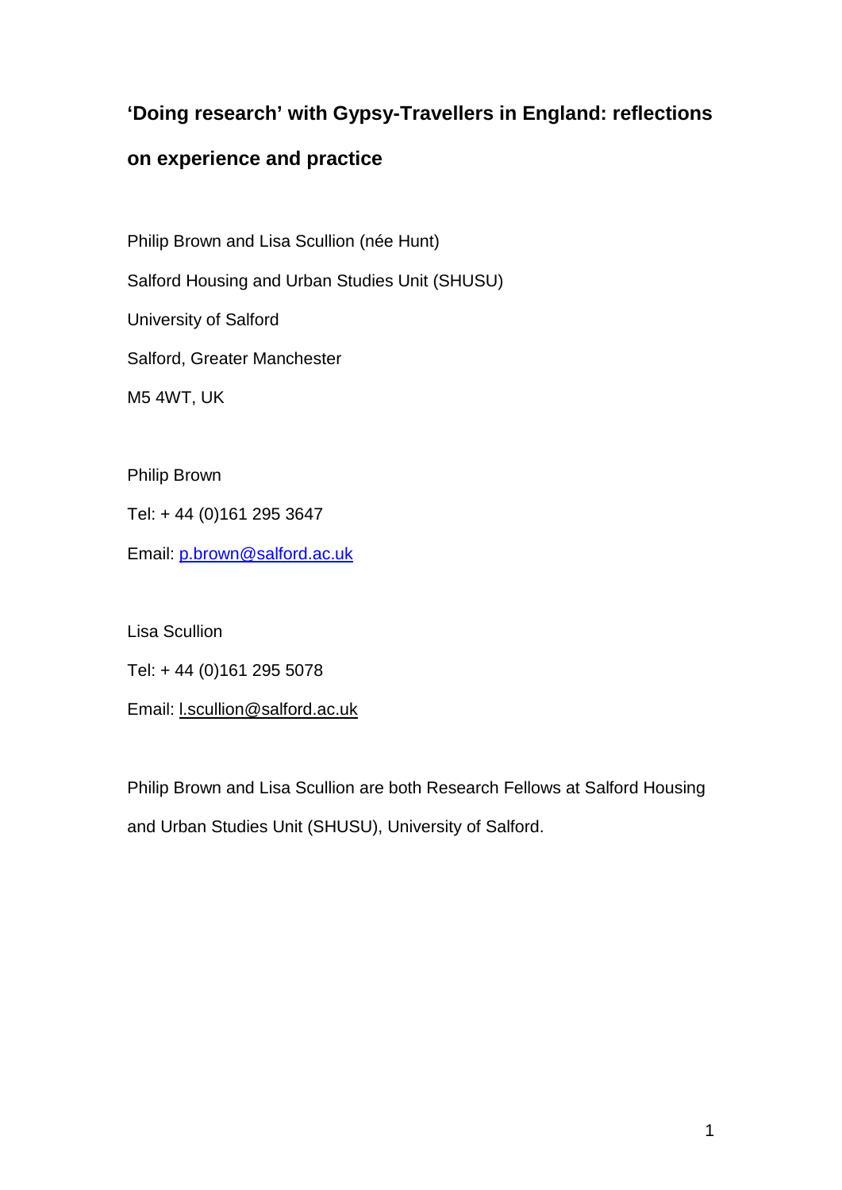# 'Doing research' with Gypsy-Travellers in England: reflections on experience and practice

Philip Brown and Lisa Scullion (née Hunt)

Salford Housing and Urban Studies Unit (SHUSU)

University of Salford

Salford, Greater Manchester

M5 4WT, UK

Philip Brown

Tel: + 44 (0)161 295 3647

Email: p.brown@salford.ac.uk

Lisa Scullion

Tel: + 44 (0)161 295 5078

Email: l.scullion@salford.ac.uk

Philip Brown and Lisa Scullion are both Research Fellows at Salford Housing and Urban Studies Unit (SHUSU), University of Salford.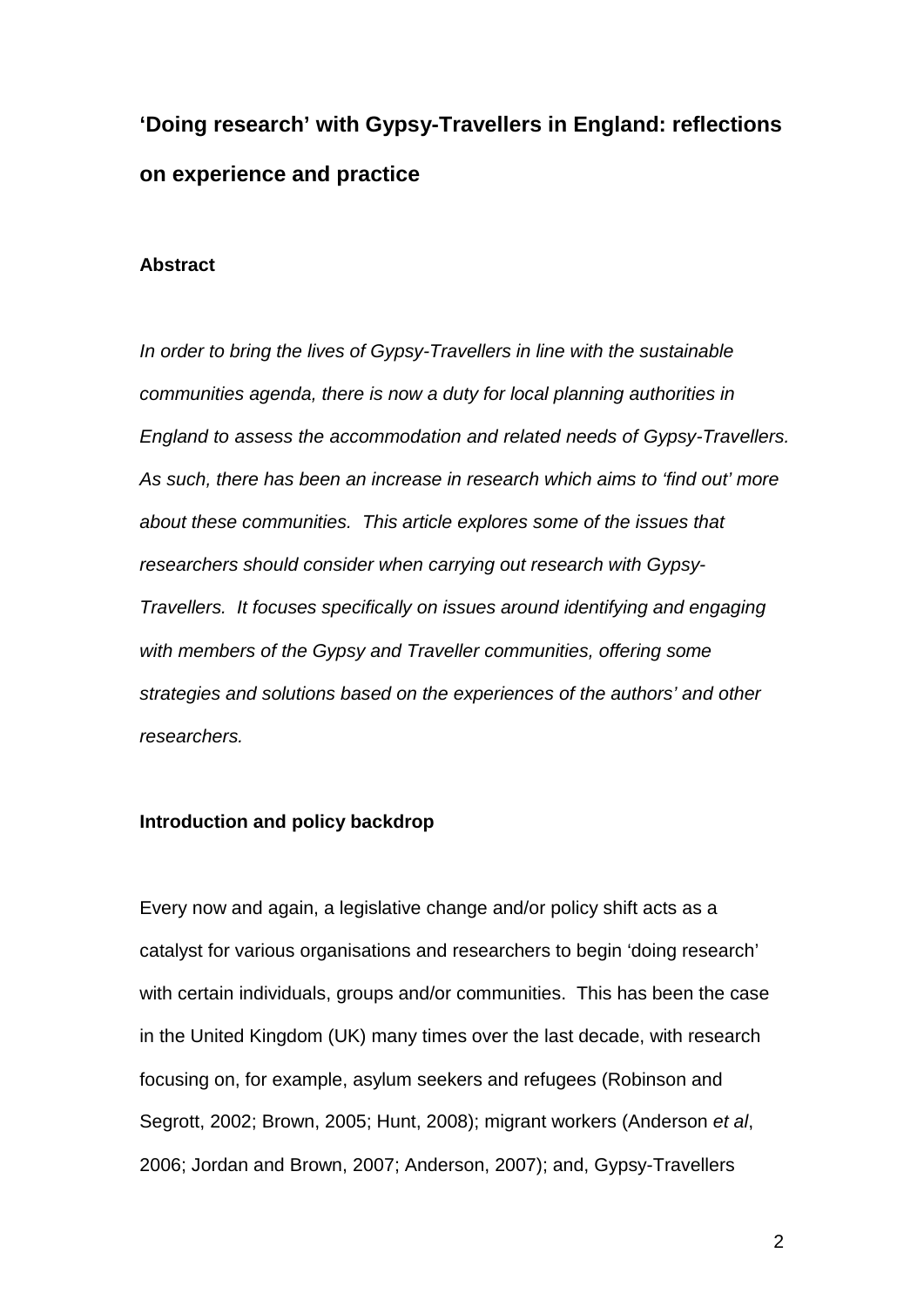# 'Doing research' with Gypsy-Travellers in England: reflections on experience and practice

### Abstract

*In order to bring the lives of Gypsy-Travellers in line with the sustainable communities agenda, there is now a duty for local planning authorities in England to assess the accommodation and related needs of Gypsy-Travellers. As such, there has been an increase in research which aims to 'find out' more about these communities. This article explores some of the issues that researchers should consider when carrying out research with Gypsy-Travellers. It focuses specifically on issues around identifying and engaging with members of the Gypsy and Traveller communities, offering some strategies and solutions based on the experiences of the authors' and other researchers.*

### Introduction and policy backdrop

Every now and again, a legislative change and/or policy shift acts as a catalyst for various organisations and researchers to begin 'doing research' with certain individuals, groups and/or communities. This has been the case in the United Kingdom (UK) many times over the last decade, with research focusing on, for example, asylum seekers and refugees (Robinson and Segrott, 2002; Brown, 2005; Hunt, 2008); migrant workers (Anderson *et al*, 2006; Jordan and Brown, 2007; Anderson, 2007); and, Gypsy-Travellers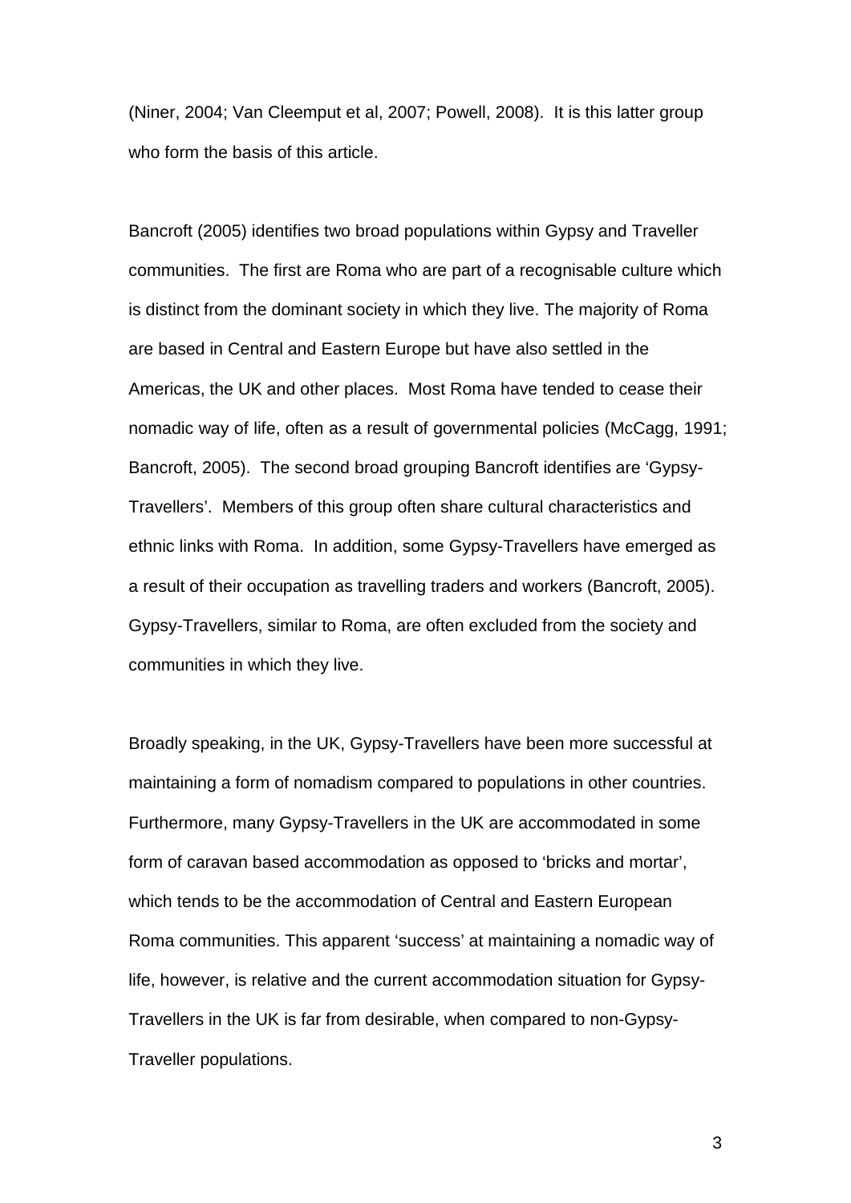(Niner, 2004; Van Cleemput et al, 2007; Powell, 2008). It is this latter group who form the basis of this article.

Bancroft (2005) identifies two broad populations within Gypsy and Traveller communities. The first are Roma who are part of a recognisable culture which is distinct from the dominant society in which they live. The majority of Roma are based in Central and Eastern Europe but have also settled in the Americas, the UK and other places. Most Roma have tended to cease their nomadic way of life, often as a result of governmental policies (McCagg, 1991; Bancroft, 2005). The second broad grouping Bancroft identifies are 'Gypsy-Travellers'. Members of this group often share cultural characteristics and ethnic links with Roma. In addition, some Gypsy-Travellers have emerged as a result of their occupation as travelling traders and workers (Bancroft, 2005). Gypsy-Travellers, similar to Roma, are often excluded from the society and communities in which they live.

Broadly speaking, in the UK, Gypsy-Travellers have been more successful at maintaining a form of nomadism compared to populations in other countries. Furthermore, many Gypsy-Travellers in the UK are accommodated in some form of caravan based accommodation as opposed to 'bricks and mortar', which tends to be the accommodation of Central and Eastern European Roma communities. This apparent 'success' at maintaining a nomadic way of life, however, is relative and the current accommodation situation for Gypsy-Travellers in the UK is far from desirable, when compared to non-Gypsy-Traveller populations.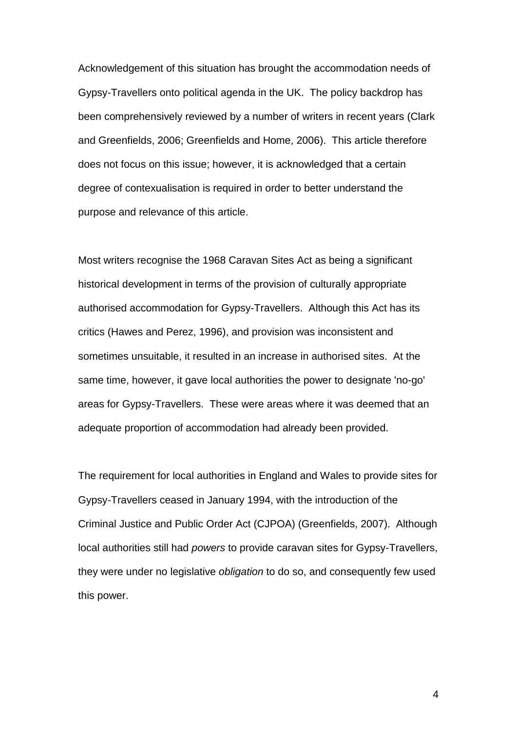Acknowledgement of this situation has brought the accommodation needs of Gypsy-Travellers onto political agenda in the UK. The policy backdrop has been comprehensively reviewed by a number of writers in recent years (Clark and Greenfields, 2006; Greenfields and Home, 2006). This article therefore does not focus on this issue; however, it is acknowledged that a certain degree of contexualisation is required in order to better understand the purpose and relevance of this article.

Most writers recognise the 1968 Caravan Sites Act as being a significant historical development in terms of the provision of culturally appropriate authorised accommodation for Gypsy-Travellers. Although this Act has its critics (Hawes and Perez, 1996), and provision was inconsistent and sometimes unsuitable, it resulted in an increase in authorised sites. At the same time, however, it gave local authorities the power to designate 'no-go' areas for Gypsy-Travellers. These were areas where it was deemed that an adequate proportion of accommodation had already been provided.

The requirement for local authorities in England and Wales to provide sites for Gypsy-Travellers ceased in January 1994, with the introduction of the Criminal Justice and Public Order Act (CJPOA) (Greenfields, 2007). Although local authorities still had *powers* to provide caravan sites for Gypsy-Travellers, they were under no legislative *obligation* to do so, and consequently few used this power.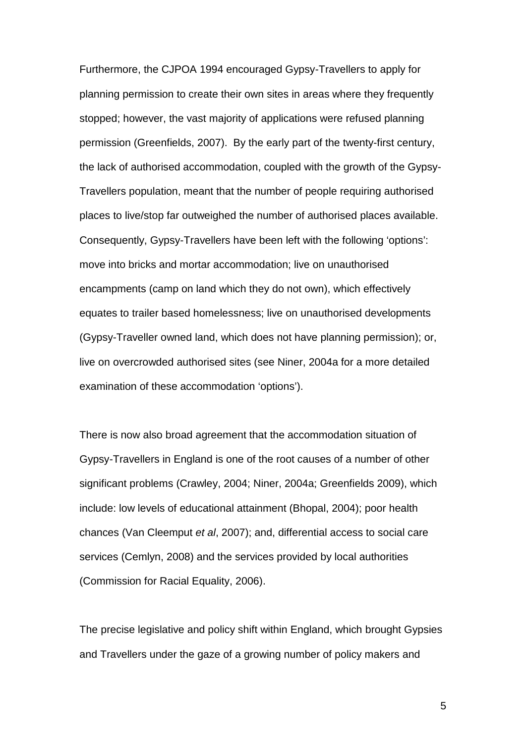Furthermore, the CJPOA 1994 encouraged Gypsy-Travellers to apply for planning permission to create their own sites in areas where they frequently stopped; however, the vast majority of applications were refused planning permission (Greenfields, 2007). By the early part of the twenty-first century, the lack of authorised accommodation, coupled with the growth of the Gypsy-Travellers population, meant that the number of people requiring authorised places to live/stop far outweighed the number of authorised places available. Consequently, Gypsy-Travellers have been left with the following 'options': move into bricks and mortar accommodation; live on unauthorised encampments (camp on land which they do not own), which effectively equates to trailer based homelessness; live on unauthorised developments (Gypsy-Traveller owned land, which does not have planning permission); or, live on overcrowded authorised sites (see Niner, 2004a for a more detailed examination of these accommodation 'options').

There is now also broad agreement that the accommodation situation of Gypsy-Travellers in England is one of the root causes of a number of other significant problems (Crawley, 2004; Niner, 2004a; Greenfields 2009), which include: low levels of educational attainment (Bhopal, 2004); poor health chances (Van Cleemput *et al*, 2007); and, differential access to social care services (Cemlyn, 2008) and the services provided by local authorities (Commission for Racial Equality, 2006).

The precise legislative and policy shift within England, which brought Gypsies and Travellers under the gaze of a growing number of policy makers and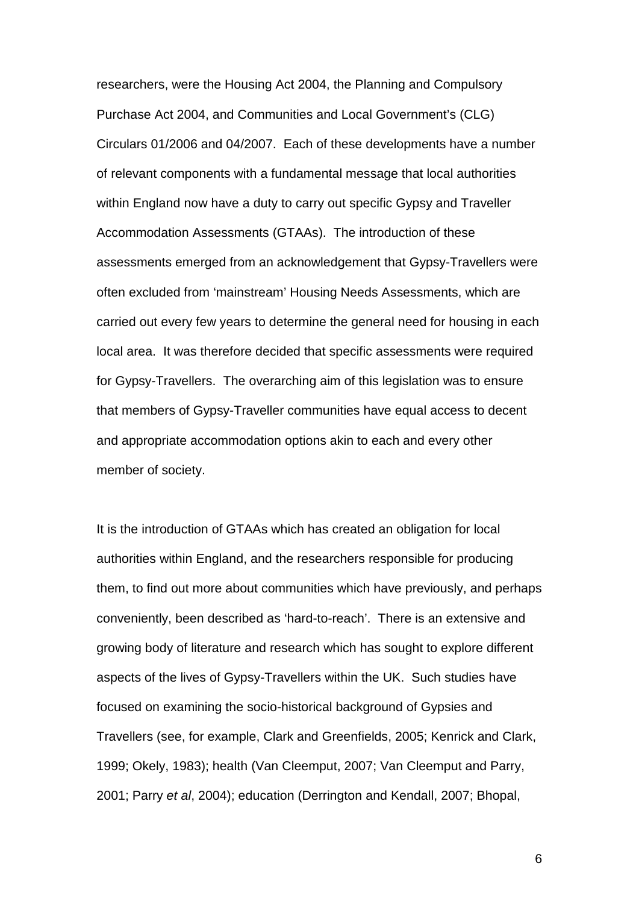researchers, were the Housing Act 2004, the Planning and Compulsory Purchase Act 2004, and Communities and Local Government's (CLG) Circulars 01/2006 and 04/2007. Each of these developments have a number of relevant components with a fundamental message that local authorities within England now have a duty to carry out specific Gypsy and Traveller Accommodation Assessments (GTAAs). The introduction of these assessments emerged from an acknowledgement that Gypsy-Travellers were often excluded from 'mainstream' Housing Needs Assessments, which are carried out every few years to determine the general need for housing in each local area. It was therefore decided that specific assessments were required for Gypsy-Travellers. The overarching aim of this legislation was to ensure that members of Gypsy-Traveller communities have equal access to decent and appropriate accommodation options akin to each and every other member of society.

It is the introduction of GTAAs which has created an obligation for local authorities within England, and the researchers responsible for producing them, to find out more about communities which have previously, and perhaps conveniently, been described as 'hard-to-reach'. There is an extensive and growing body of literature and research which has sought to explore different aspects of the lives of Gypsy-Travellers within the UK. Such studies have focused on examining the socio-historical background of Gypsies and Travellers (see, for example, Clark and Greenfields, 2005; Kenrick and Clark, 1999; Okely, 1983); health (Van Cleemput, 2007; Van Cleemput and Parry, 2001; Parry *et al*, 2004); education (Derrington and Kendall, 2007; Bhopal,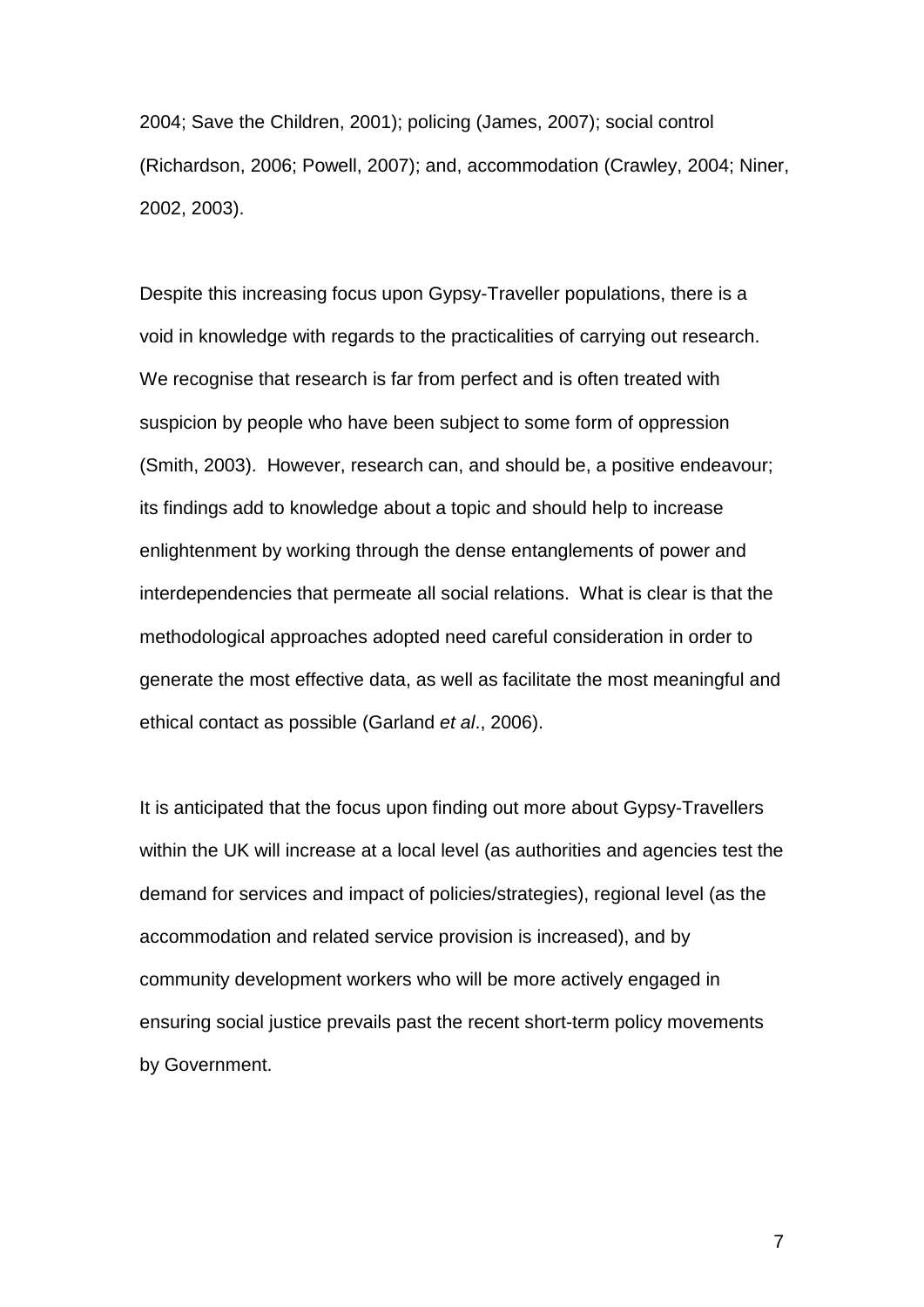2004; Save the Children, 2001); policing (James, 2007); social control (Richardson, 2006; Powell, 2007); and, accommodation (Crawley, 2004; Niner, 2002, 2003).

Despite this increasing focus upon Gypsy-Traveller populations, there is a void in knowledge with regards to the practicalities of carrying out research. We recognise that research is far from perfect and is often treated with suspicion by people who have been subject to some form of oppression (Smith, 2003). However, research can, and should be, a positive endeavour; its findings add to knowledge about a topic and should help to increase enlightenment by working through the dense entanglements of power and interdependencies that permeate all social relations. What is clear is that the methodological approaches adopted need careful consideration in order to generate the most effective data, as well as facilitate the most meaningful and ethical contact as possible (Garland *et al*., 2006).

It is anticipated that the focus upon finding out more about Gypsy-Travellers within the UK will increase at a local level (as authorities and agencies test the demand for services and impact of policies/strategies), regional level (as the accommodation and related service provision is increased), and by community development workers who will be more actively engaged in ensuring social justice prevails past the recent short-term policy movements by Government.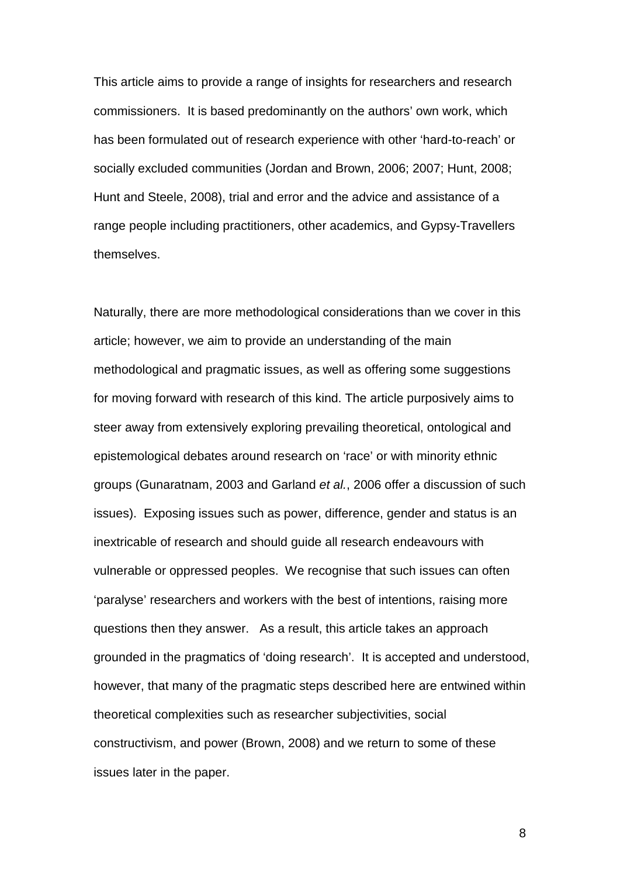This article aims to provide a range of insights for researchers and research commissioners. It is based predominantly on the authors' own work, which has been formulated out of research experience with other 'hard-to-reach' or socially excluded communities (Jordan and Brown, 2006; 2007; Hunt, 2008; Hunt and Steele, 2008), trial and error and the advice and assistance of a range people including practitioners, other academics, and Gypsy-Travellers themselves.

Naturally, there are more methodological considerations than we cover in this article; however, we aim to provide an understanding of the main methodological and pragmatic issues, as well as offering some suggestions for moving forward with research of this kind. The article purposively aims to steer away from extensively exploring prevailing theoretical, ontological and epistemological debates around research on 'race' or with minority ethnic groups (Gunaratnam, 2003 and Garland *et al.*, 2006 offer a discussion of such issues). Exposing issues such as power, difference, gender and status is an inextricable of research and should guide all research endeavours with vulnerable or oppressed peoples. We recognise that such issues can often 'paralyse' researchers and workers with the best of intentions, raising more questions then they answer. As a result, this article takes an approach grounded in the pragmatics of 'doing research'. It is accepted and understood, however, that many of the pragmatic steps described here are entwined within theoretical complexities such as researcher subjectivities, social constructivism, and power (Brown, 2008) and we return to some of these issues later in the paper.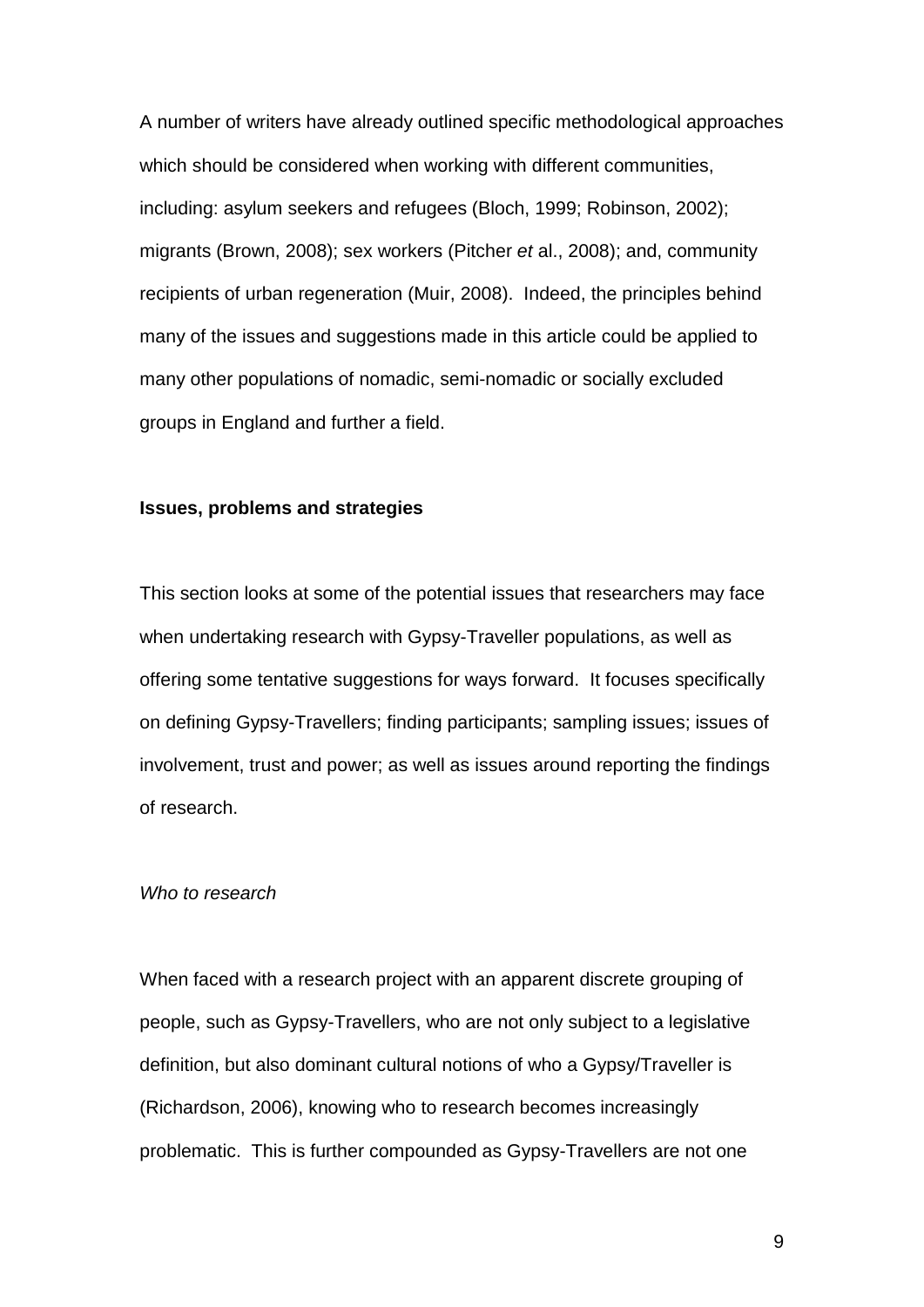A number of writers have already outlined specific methodological approaches which should be considered when working with different communities, including: asylum seekers and refugees (Bloch, 1999; Robinson, 2002); migrants (Brown, 2008); sex workers (Pitcher *et* al., 2008); and, community recipients of urban regeneration (Muir, 2008). Indeed, the principles behind many of the issues and suggestions made in this article could be applied to many other populations of nomadic, semi-nomadic or socially excluded groups in England and further a field.

## Issues, problems and strategies

This section looks at some of the potential issues that researchers may face when undertaking research with Gypsy-Traveller populations, as well as offering some tentative suggestions for ways forward. It focuses specifically on defining Gypsy-Travellers; finding participants; sampling issues; issues of involvement, trust and power; as well as issues around reporting the findings of research.

### *Who to research*

When faced with a research project with an apparent discrete grouping of people, such as Gypsy-Travellers, who are not only subject to a legislative definition, but also dominant cultural notions of who a Gypsy/Traveller is (Richardson, 2006), knowing who to research becomes increasingly problematic. This is further compounded as Gypsy-Travellers are not one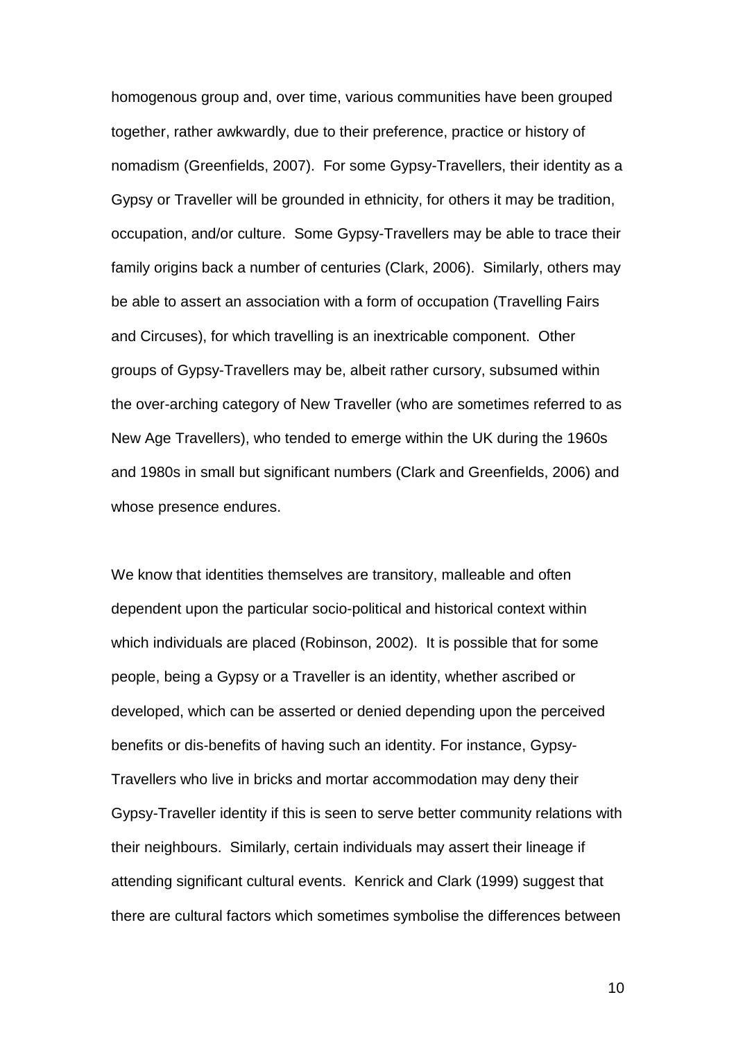homogenous group and, over time, various communities have been grouped together, rather awkwardly, due to their preference, practice or history of nomadism (Greenfields, 2007). For some Gypsy-Travellers, their identity as a Gypsy or Traveller will be grounded in ethnicity, for others it may be tradition, occupation, and/or culture. Some Gypsy-Travellers may be able to trace their family origins back a number of centuries (Clark, 2006). Similarly, others may be able to assert an association with a form of occupation (Travelling Fairs and Circuses), for which travelling is an inextricable component. Other groups of Gypsy-Travellers may be, albeit rather cursory, subsumed within the over-arching category of New Traveller (who are sometimes referred to as New Age Travellers), who tended to emerge within the UK during the 1960s and 1980s in small but significant numbers (Clark and Greenfields, 2006) and whose presence endures.

We know that identities themselves are transitory, malleable and often dependent upon the particular socio-political and historical context within which individuals are placed (Robinson, 2002). It is possible that for some people, being a Gypsy or a Traveller is an identity, whether ascribed or developed, which can be asserted or denied depending upon the perceived benefits or dis-benefits of having such an identity. For instance, Gypsy-Travellers who live in bricks and mortar accommodation may deny their Gypsy-Traveller identity if this is seen to serve better community relations with their neighbours. Similarly, certain individuals may assert their lineage if attending significant cultural events. Kenrick and Clark (1999) suggest that there are cultural factors which sometimes symbolise the differences between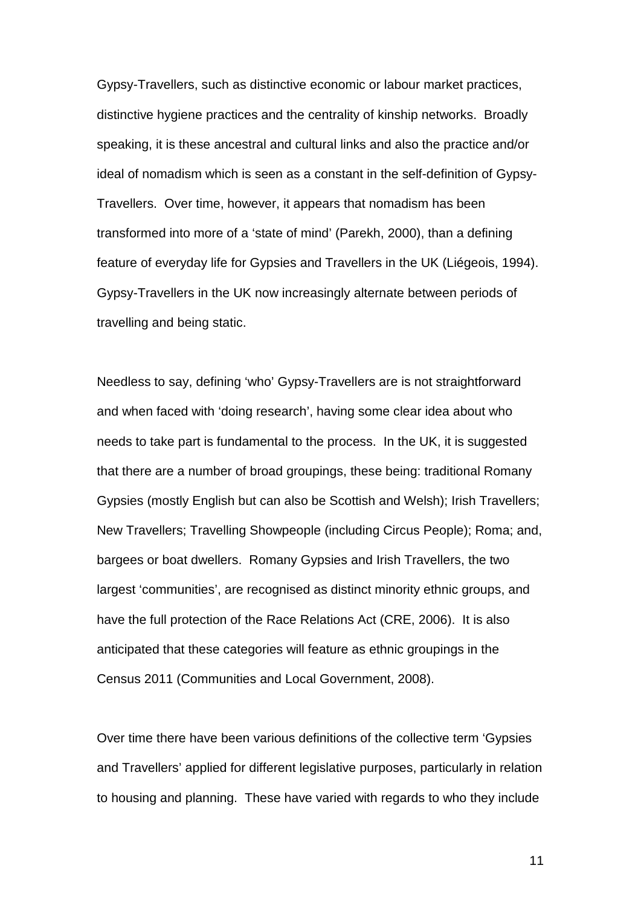Gypsy-Travellers, such as distinctive economic or labour market practices, distinctive hygiene practices and the centrality of kinship networks. Broadly speaking, it is these ancestral and cultural links and also the practice and/or ideal of nomadism which is seen as a constant in the self-definition of Gypsy-Travellers. Over time, however, it appears that nomadism has been transformed into more of a 'state of mind' (Parekh, 2000), than a defining feature of everyday life for Gypsies and Travellers in the UK (Liégeois, 1994). Gypsy-Travellers in the UK now increasingly alternate between periods of travelling and being static.

Needless to say, defining 'who' Gypsy-Travellers are is not straightforward and when faced with 'doing research', having some clear idea about who needs to take part is fundamental to the process. In the UK, it is suggested that there are a number of broad groupings, these being: traditional Romany Gypsies (mostly English but can also be Scottish and Welsh); Irish Travellers; New Travellers; Travelling Showpeople (including Circus People); Roma; and, bargees or boat dwellers. Romany Gypsies and Irish Travellers, the two largest 'communities', are recognised as distinct minority ethnic groups, and have the full protection of the Race Relations Act (CRE, 2006). It is also anticipated that these categories will feature as ethnic groupings in the Census 2011 (Communities and Local Government, 2008).

Over time there have been various definitions of the collective term 'Gypsies and Travellers' applied for different legislative purposes, particularly in relation to housing and planning. These have varied with regards to who they include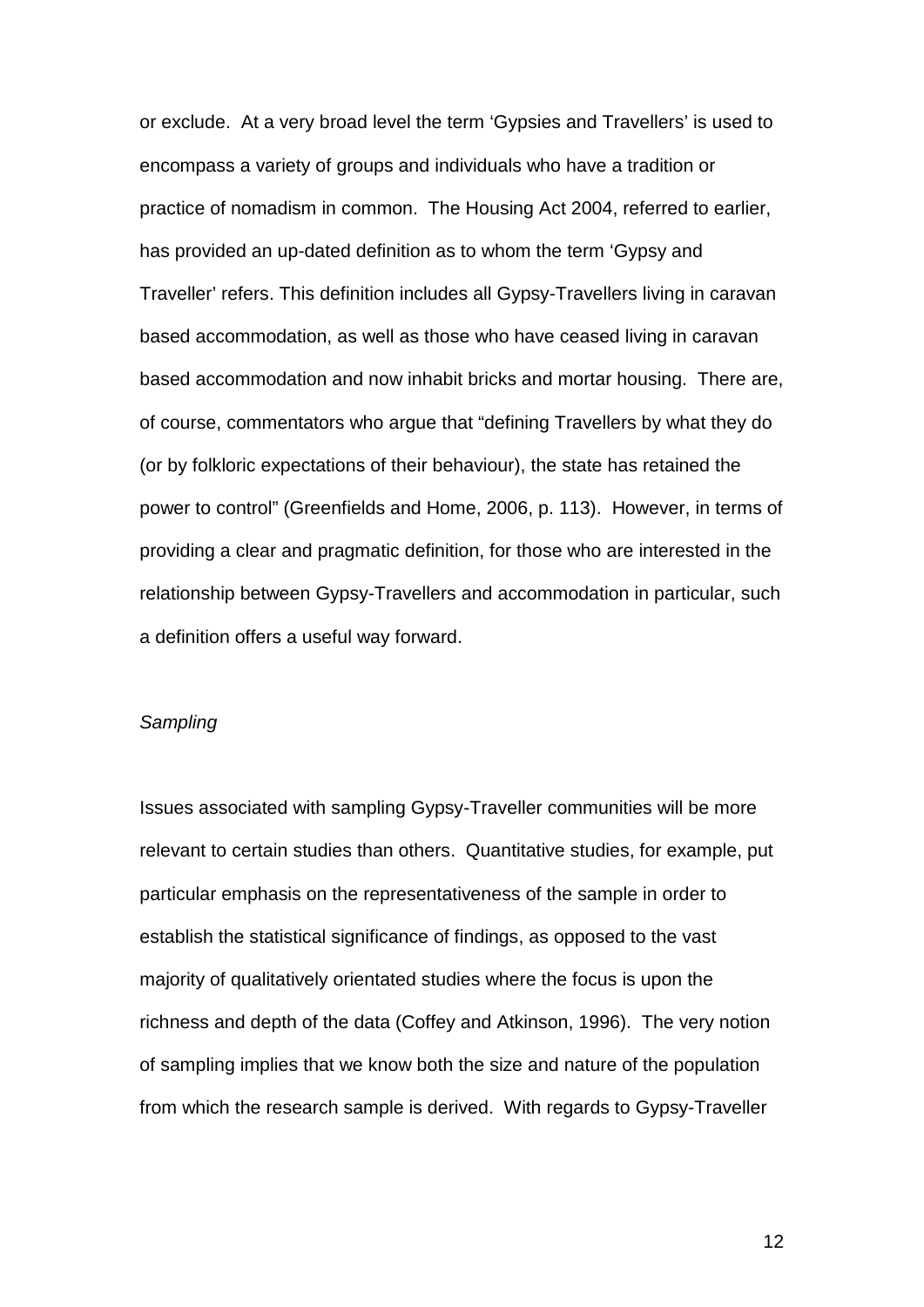or exclude. At a very broad level the term 'Gypsies and Travellers' is used to encompass a variety of groups and individuals who have a tradition or practice of nomadism in common. The Housing Act 2004, referred to earlier, has provided an up-dated definition as to whom the term 'Gypsy and Traveller' refers. This definition includes all Gypsy-Travellers living in caravan based accommodation, as well as those who have ceased living in caravan based accommodation and now inhabit bricks and mortar housing. There are, of course, commentators who argue that "defining Travellers by what they do (or by folkloric expectations of their behaviour), the state has retained the power to control" (Greenfields and Home, 2006, p. 113). However, in terms of providing a clear and pragmatic definition, for those who are interested in the relationship between Gypsy-Travellers and accommodation in particular, such a definition offers a useful way forward.

*Sampling*

Issues associated with sampling Gypsy-Traveller communities will be more relevant to certain studies than others. Quantitative studies, for example, put particular emphasis on the representativeness of the sample in order to establish the statistical significance of findings, as opposed to the vast majority of qualitatively orientated studies where the focus is upon the richness and depth of the data (Coffey and Atkinson, 1996). The very notion of sampling implies that we know both the size and nature of the population from which the research sample is derived. With regards to Gypsy-Traveller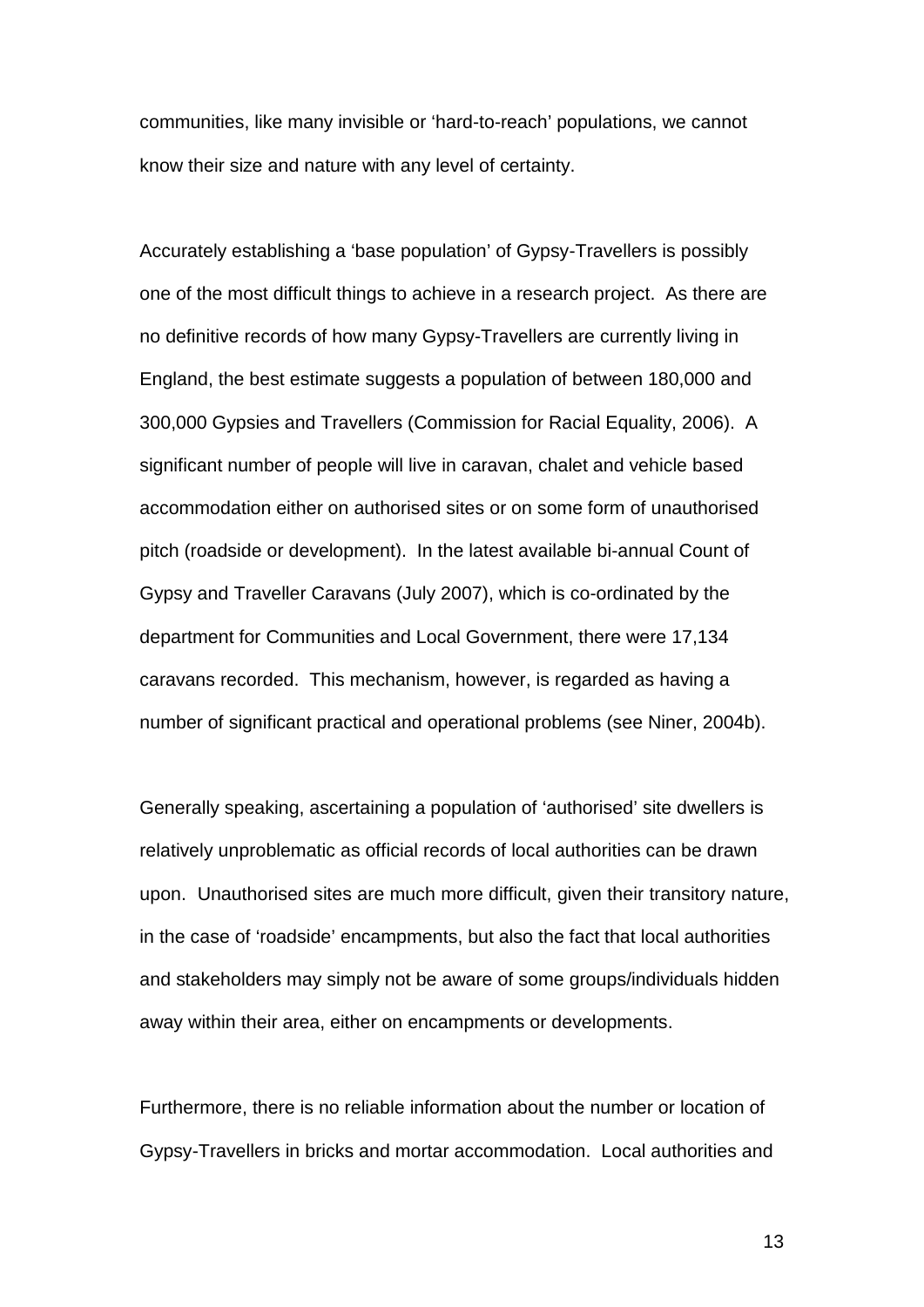communities, like many invisible or 'hard-to-reach' populations, we cannot know their size and nature with any level of certainty.

Accurately establishing a 'base population' of Gypsy-Travellers is possibly one of the most difficult things to achieve in a research project. As there are no definitive records of how many Gypsy-Travellers are currently living in England, the best estimate suggests a population of between 180,000 and 300,000 Gypsies and Travellers (Commission for Racial Equality, 2006). A significant number of people will live in caravan, chalet and vehicle based accommodation either on authorised sites or on some form of unauthorised pitch (roadside or development). In the latest available bi-annual Count of Gypsy and Traveller Caravans (July 2007), which is co-ordinated by the department for Communities and Local Government, there were 17,134 caravans recorded. This mechanism, however, is regarded as having a number of significant practical and operational problems (see Niner, 2004b).

Generally speaking, ascertaining a population of 'authorised' site dwellers is relatively unproblematic as official records of local authorities can be drawn upon. Unauthorised sites are much more difficult, given their transitory nature, in the case of 'roadside' encampments, but also the fact that local authorities and stakeholders may simply not be aware of some groups/individuals hidden away within their area, either on encampments or developments.

Furthermore, there is no reliable information about the number or location of Gypsy-Travellers in bricks and mortar accommodation. Local authorities and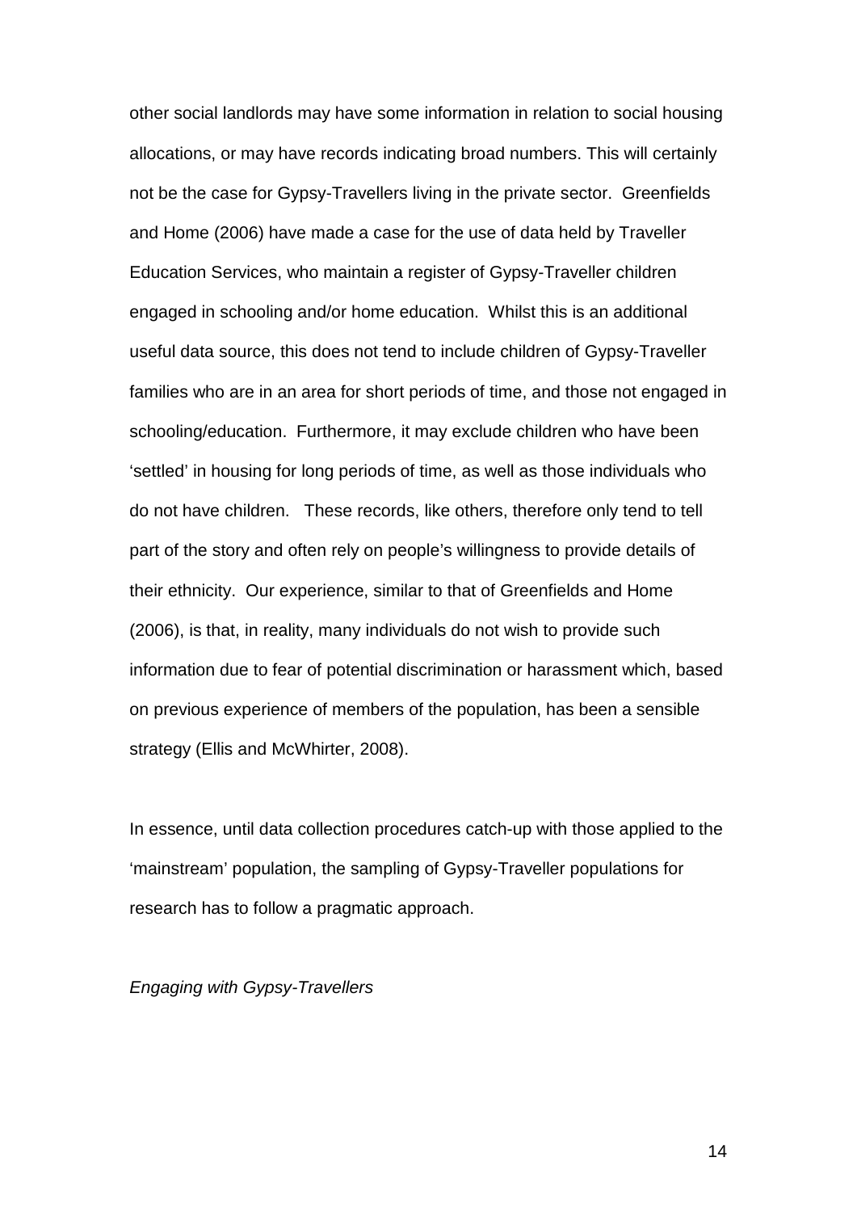other social landlords may have some information in relation to social housing allocations, or may have records indicating broad numbers. This will certainly not be the case for Gypsy-Travellers living in the private sector. Greenfields and Home (2006) have made a case for the use of data held by Traveller Education Services, who maintain a register of Gypsy-Traveller children engaged in schooling and/or home education. Whilst this is an additional useful data source, this does not tend to include children of Gypsy-Traveller families who are in an area for short periods of time, and those not engaged in schooling/education. Furthermore, it may exclude children who have been 'settled' in housing for long periods of time, as well as those individuals who do not have children. These records, like others, therefore only tend to tell part of the story and often rely on people's willingness to provide details of their ethnicity. Our experience, similar to that of Greenfields and Home (2006), is that, in reality, many individuals do not wish to provide such information due to fear of potential discrimination or harassment which, based on previous experience of members of the population, has been a sensible strategy (Ellis and McWhirter, 2008).

In essence, until data collection procedures catch-up with those applied to the 'mainstream' population, the sampling of Gypsy-Traveller populations for research has to follow a pragmatic approach.

*Engaging with Gypsy-Travellers*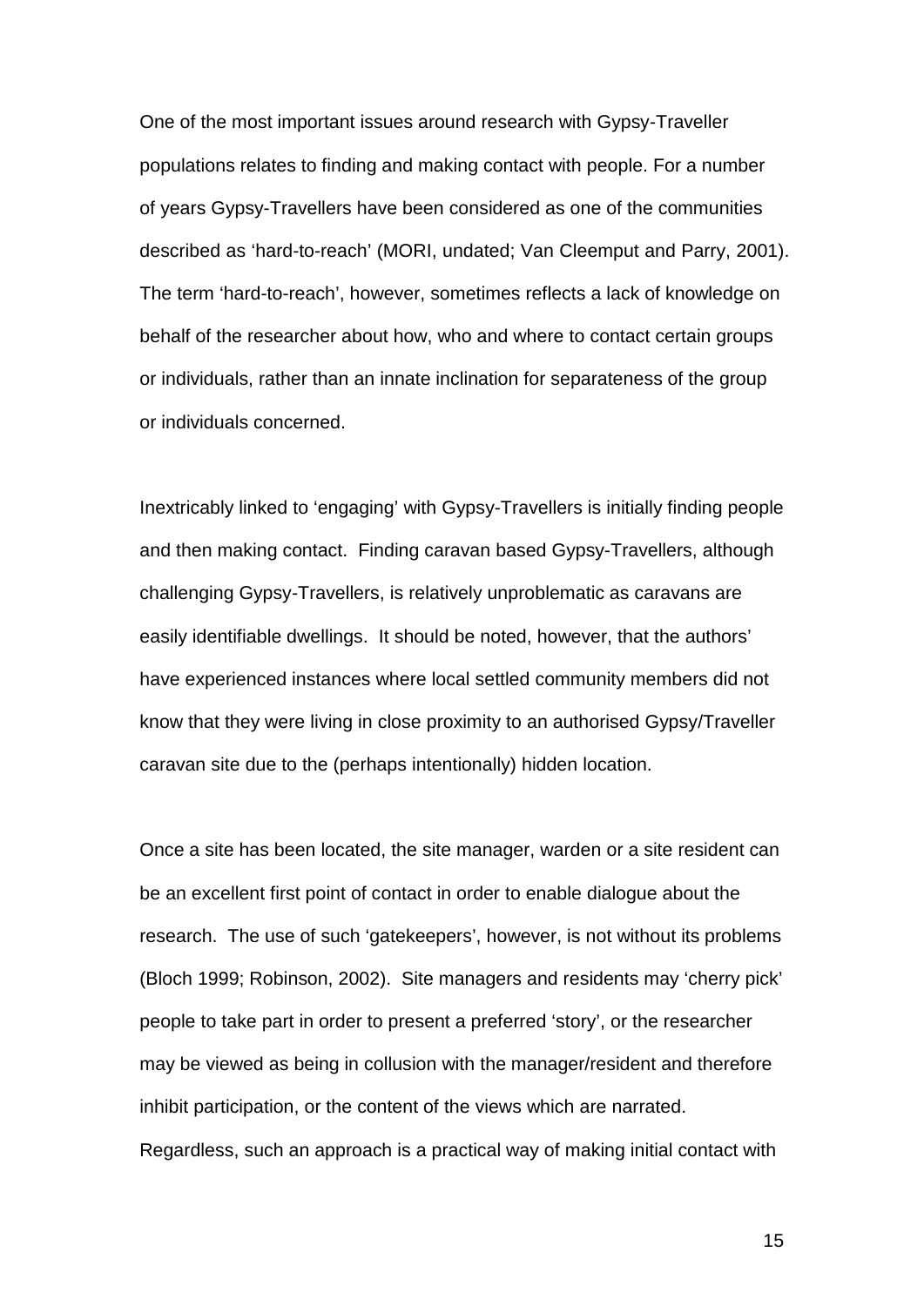One of the most important issues around research with Gypsy-Traveller populations relates to finding and making contact with people. For a number of years Gypsy-Travellers have been considered as one of the communities described as 'hard-to-reach' (MORI, undated; Van Cleemput and Parry, 2001). The term 'hard-to-reach', however, sometimes reflects a lack of knowledge on behalf of the researcher about how, who and where to contact certain groups or individuals, rather than an innate inclination for separateness of the group or individuals concerned.

Inextricably linked to 'engaging' with Gypsy-Travellers is initially finding people and then making contact. Finding caravan based Gypsy-Travellers, although challenging Gypsy-Travellers, is relatively unproblematic as caravans are easily identifiable dwellings. It should be noted, however, that the authors' have experienced instances where local settled community members did not know that they were living in close proximity to an authorised Gypsy/Traveller caravan site due to the (perhaps intentionally) hidden location.

Once a site has been located, the site manager, warden or a site resident can be an excellent first point of contact in order to enable dialogue about the research. The use of such 'gatekeepers', however, is not without its problems (Bloch 1999; Robinson, 2002). Site managers and residents may 'cherry pick' people to take part in order to present a preferred 'story', or the researcher may be viewed as being in collusion with the manager/resident and therefore inhibit participation, or the content of the views which are narrated. Regardless, such an approach is a practical way of making initial contact with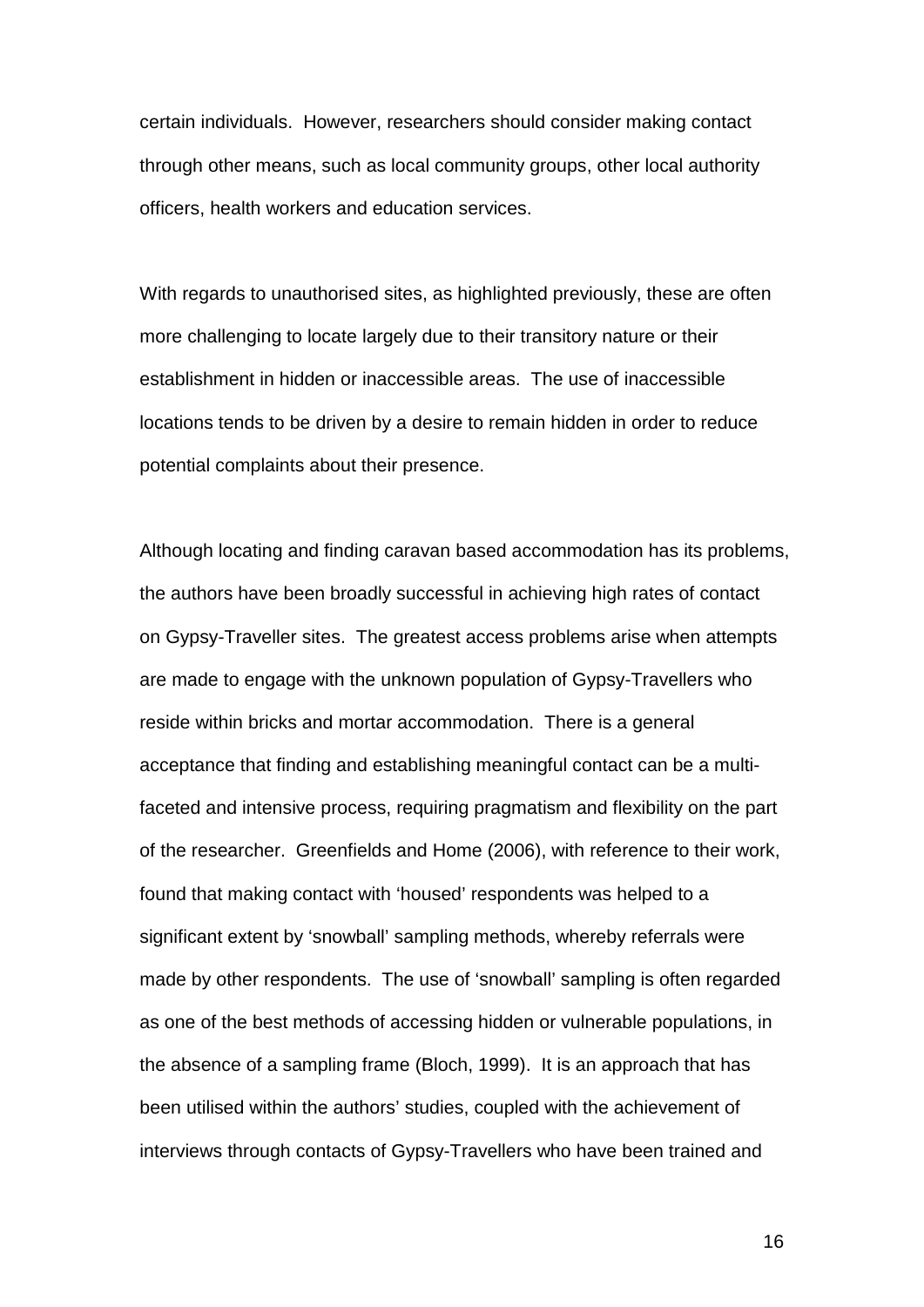certain individuals. However, researchers should consider making contact through other means, such as local community groups, other local authority officers, health workers and education services.

With regards to unauthorised sites, as highlighted previously, these are often more challenging to locate largely due to their transitory nature or their establishment in hidden or inaccessible areas. The use of inaccessible locations tends to be driven by a desire to remain hidden in order to reduce potential complaints about their presence.

Although locating and finding caravan based accommodation has its problems, the authors have been broadly successful in achieving high rates of contact on Gypsy-Traveller sites. The greatest access problems arise when attempts are made to engage with the unknown population of Gypsy-Travellers who reside within bricks and mortar accommodation. There is a general acceptance that finding and establishing meaningful contact can be a multi-faceted and intensive process, requiring pragmatism and flexibility on the part of the researcher. Greenfields and Home (2006), with reference to their work, found that making contact with 'housed' respondents was helped to a significant extent by 'snowball' sampling methods, whereby referrals were made by other respondents. The use of 'snowball' sampling is often regarded as one of the best methods of accessing hidden or vulnerable populations, in the absence of a sampling frame (Bloch, 1999). It is an approach that has been utilised within the authors' studies, coupled with the achievement of interviews through contacts of Gypsy-Travellers who have been trained and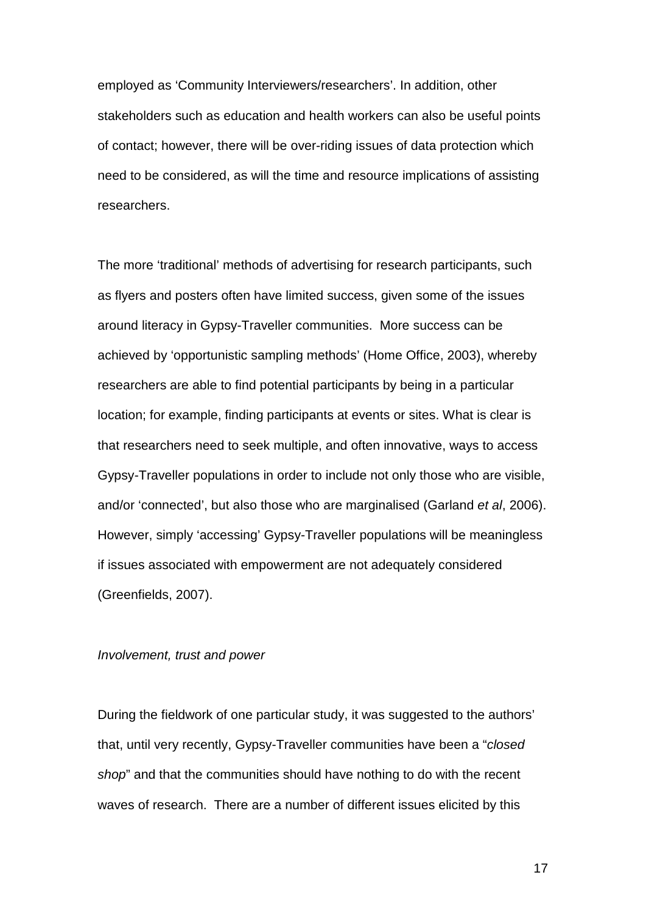employed as 'Community Interviewers/researchers'. In addition, other stakeholders such as education and health workers can also be useful points of contact; however, there will be over-riding issues of data protection which need to be considered, as will the time and resource implications of assisting researchers.

The more 'traditional' methods of advertising for research participants, such as flyers and posters often have limited success, given some of the issues around literacy in Gypsy-Traveller communities. More success can be achieved by 'opportunistic sampling methods' (Home Office, 2003), whereby researchers are able to find potential participants by being in a particular location; for example, finding participants at events or sites. What is clear is that researchers need to seek multiple, and often innovative, ways to access Gypsy-Traveller populations in order to include not only those who are visible, and/or 'connected', but also those who are marginalised (Garland *et al*, 2006). However, simply 'accessing' Gypsy-Traveller populations will be meaningless if issues associated with empowerment are not adequately considered (Greenfields, 2007).

*Involvement, trust and power*

During the fieldwork of one particular study, it was suggested to the authors' that, until very recently, Gypsy-Traveller communities have been a "*closed shop*" and that the communities should have nothing to do with the recent waves of research. There are a number of different issues elicited by this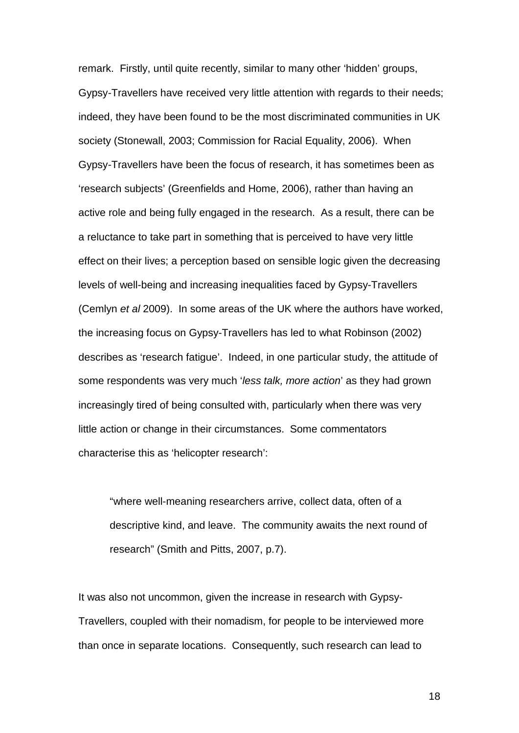remark. Firstly, until quite recently, similar to many other 'hidden' groups, Gypsy-Travellers have received very little attention with regards to their needs; indeed, they have been found to be the most discriminated communities in UK society (Stonewall, 2003; Commission for Racial Equality, 2006). When Gypsy-Travellers have been the focus of research, it has sometimes been as 'research subjects' (Greenfields and Home, 2006), rather than having an active role and being fully engaged in the research. As a result, there can be a reluctance to take part in something that is perceived to have very little effect on their lives; a perception based on sensible logic given the decreasing levels of well-being and increasing inequalities faced by Gypsy-Travellers (Cemlyn *et al* 2009). In some areas of the UK where the authors have worked, the increasing focus on Gypsy-Travellers has led to what Robinson (2002) describes as 'research fatigue'. Indeed, in one particular study, the attitude of some respondents was very much '*less talk, more action*' as they had grown increasingly tired of being consulted with, particularly when there was very little action or change in their circumstances. Some commentators characterise this as 'helicopter research':

> "where well-meaning researchers arrive, collect data, often of a descriptive kind, and leave. The community awaits the next round of research" (Smith and Pitts, 2007, p.7).

It was also not uncommon, given the increase in research with Gypsy-Travellers, coupled with their nomadism, for people to be interviewed more than once in separate locations. Consequently, such research can lead to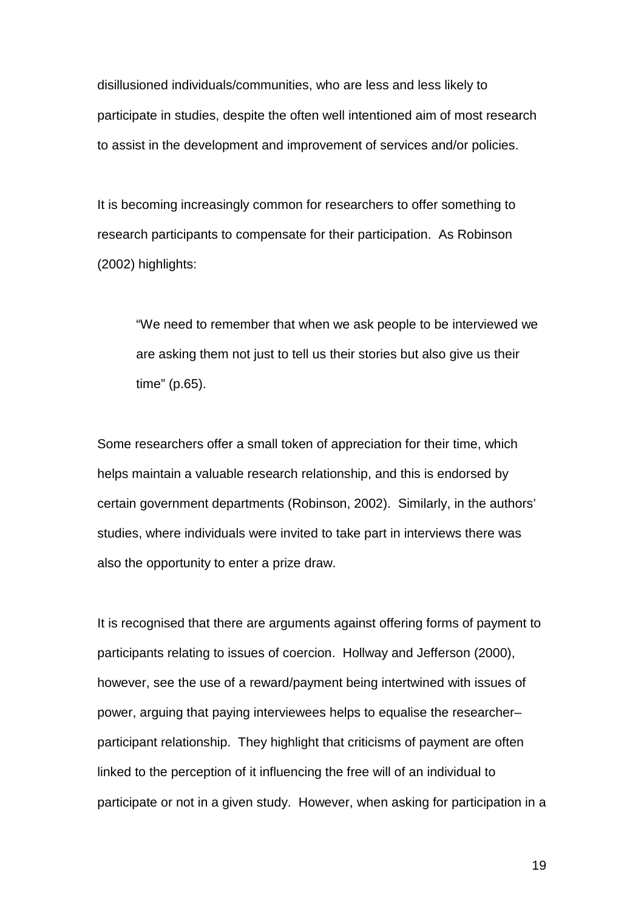disillusioned individuals/communities, who are less and less likely to participate in studies, despite the often well intentioned aim of most research to assist in the development and improvement of services and/or policies.

It is becoming increasingly common for researchers to offer something to research participants to compensate for their participation. As Robinson (2002) highlights:

> "We need to remember that when we ask people to be interviewed we are asking them not just to tell us their stories but also give us their time" (p.65).

Some researchers offer a small token of appreciation for their time, which helps maintain a valuable research relationship, and this is endorsed by certain government departments (Robinson, 2002). Similarly, in the authors' studies, where individuals were invited to take part in interviews there was also the opportunity to enter a prize draw.

It is recognised that there are arguments against offering forms of payment to participants relating to issues of coercion. Hollway and Jefferson (2000), however, see the use of a reward/payment being intertwined with issues of power, arguing that paying interviewees helps to equalise the researcher–participant relationship. They highlight that criticisms of payment are often linked to the perception of it influencing the free will of an individual to participate or not in a given study. However, when asking for participation in a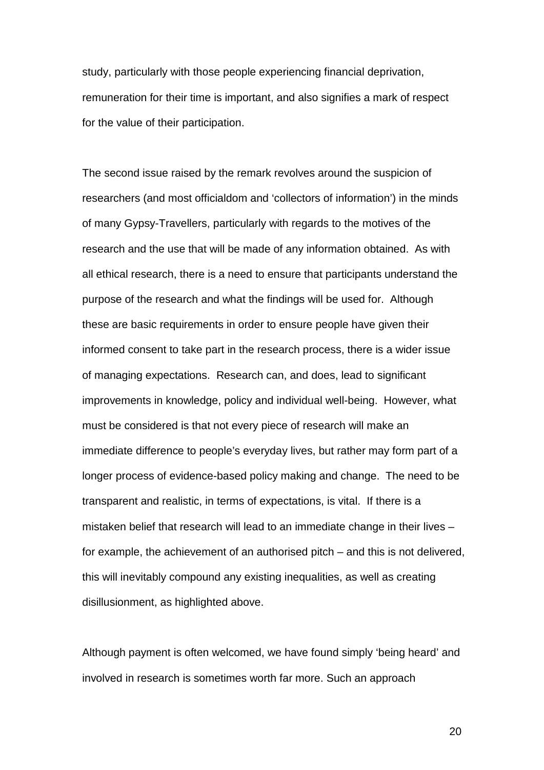study, particularly with those people experiencing financial deprivation, remuneration for their time is important, and also signifies a mark of respect for the value of their participation.

The second issue raised by the remark revolves around the suspicion of researchers (and most officialdom and 'collectors of information') in the minds of many Gypsy-Travellers, particularly with regards to the motives of the research and the use that will be made of any information obtained. As with all ethical research, there is a need to ensure that participants understand the purpose of the research and what the findings will be used for. Although these are basic requirements in order to ensure people have given their informed consent to take part in the research process, there is a wider issue of managing expectations. Research can, and does, lead to significant improvements in knowledge, policy and individual well-being. However, what must be considered is that not every piece of research will make an immediate difference to people's everyday lives, but rather may form part of a longer process of evidence-based policy making and change. The need to be transparent and realistic, in terms of expectations, is vital. If there is a mistaken belief that research will lead to an immediate change in their lives – for example, the achievement of an authorised pitch – and this is not delivered, this will inevitably compound any existing inequalities, as well as creating disillusionment, as highlighted above.

Although payment is often welcomed, we have found simply 'being heard' and involved in research is sometimes worth far more. Such an approach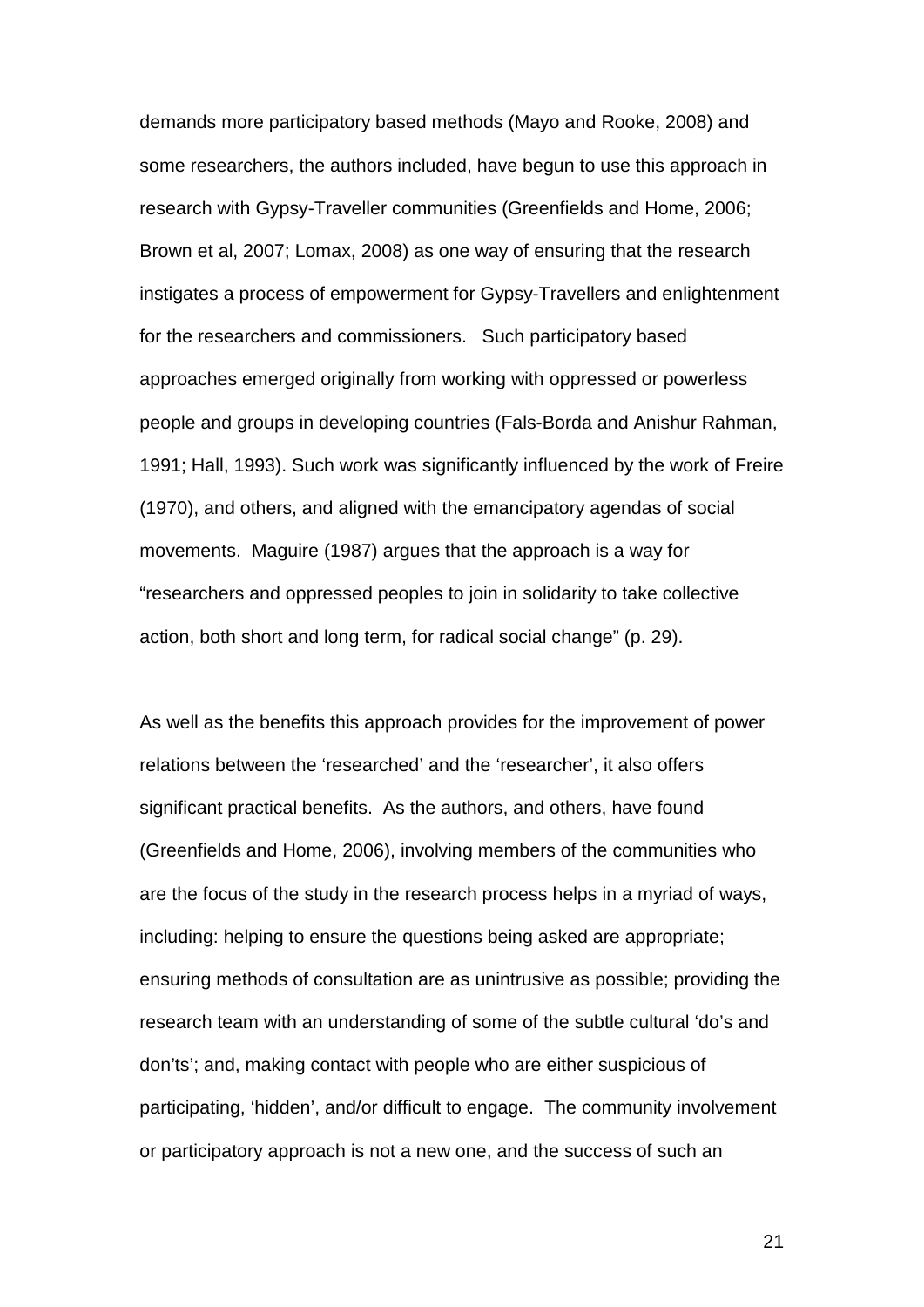demands more participatory based methods (Mayo and Rooke, 2008) and some researchers, the authors included, have begun to use this approach in research with Gypsy-Traveller communities (Greenfields and Home, 2006; Brown et al, 2007; Lomax, 2008) as one way of ensuring that the research instigates a process of empowerment for Gypsy-Travellers and enlightenment for the researchers and commissioners. Such participatory based approaches emerged originally from working with oppressed or powerless people and groups in developing countries (Fals-Borda and Anishur Rahman, 1991; Hall, 1993). Such work was significantly influenced by the work of Freire (1970), and others, and aligned with the emancipatory agendas of social movements. Maguire (1987) argues that the approach is a way for "researchers and oppressed peoples to join in solidarity to take collective action, both short and long term, for radical social change" (p. 29).

As well as the benefits this approach provides for the improvement of power relations between the 'researched' and the 'researcher', it also offers significant practical benefits. As the authors, and others, have found (Greenfields and Home, 2006), involving members of the communities who are the focus of the study in the research process helps in a myriad of ways, including: helping to ensure the questions being asked are appropriate; ensuring methods of consultation are as unintrusive as possible; providing the research team with an understanding of some of the subtle cultural 'do's and don'ts'; and, making contact with people who are either suspicious of participating, 'hidden', and/or difficult to engage. The community involvement or participatory approach is not a new one, and the success of such an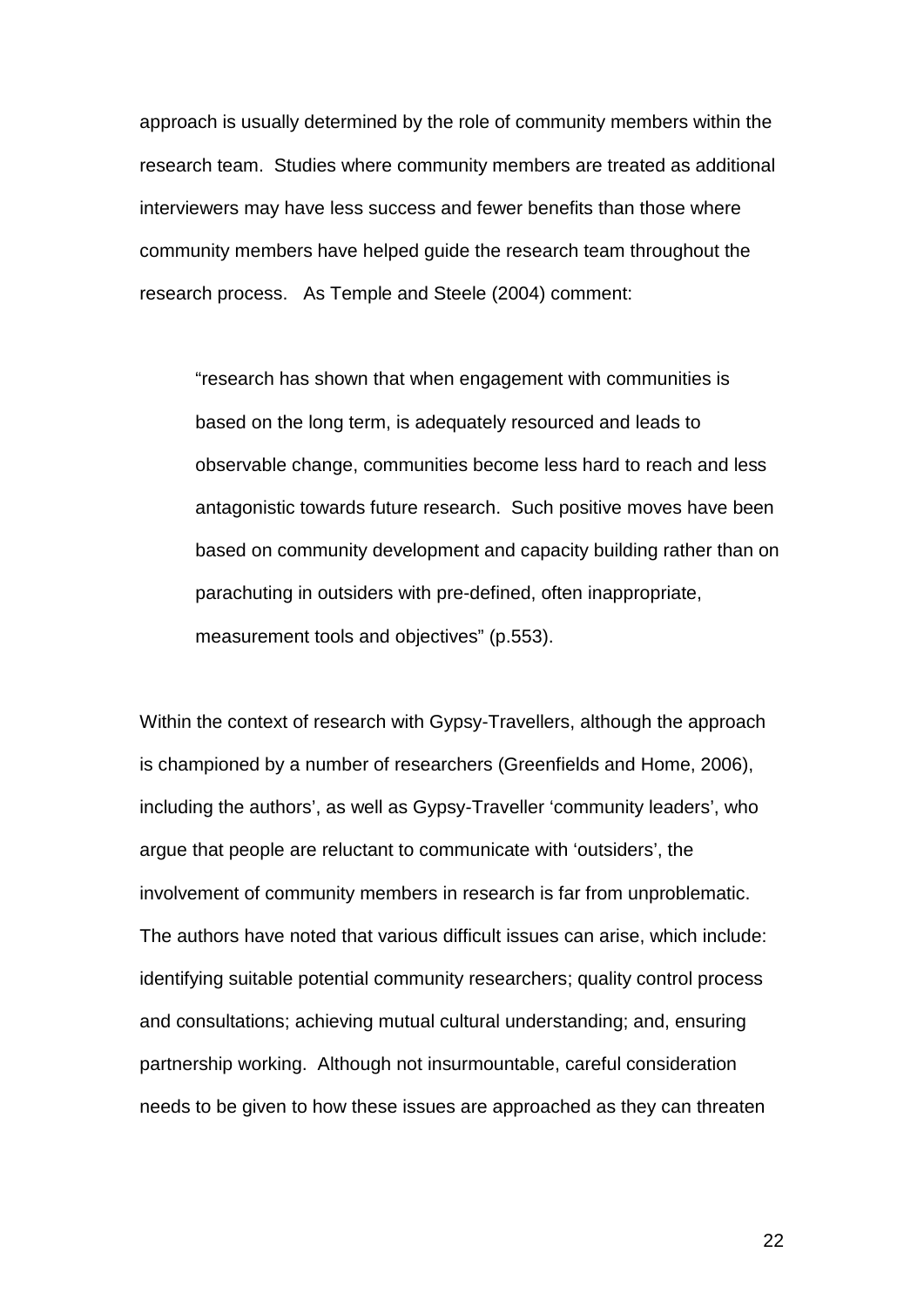approach is usually determined by the role of community members within the research team. Studies where community members are treated as additional interviewers may have less success and fewer benefits than those where community members have helped guide the research team throughout the research process. As Temple and Steele (2004) comment:

> "research has shown that when engagement with communities is based on the long term, is adequately resourced and leads to observable change, communities become less hard to reach and less antagonistic towards future research. Such positive moves have been based on community development and capacity building rather than on parachuting in outsiders with pre-defined, often inappropriate, measurement tools and objectives" (p.553).

Within the context of research with Gypsy-Travellers, although the approach is championed by a number of researchers (Greenfields and Home, 2006), including the authors', as well as Gypsy-Traveller 'community leaders', who argue that people are reluctant to communicate with 'outsiders', the involvement of community members in research is far from unproblematic. The authors have noted that various difficult issues can arise, which include: identifying suitable potential community researchers; quality control process and consultations; achieving mutual cultural understanding; and, ensuring partnership working. Although not insurmountable, careful consideration needs to be given to how these issues are approached as they can threaten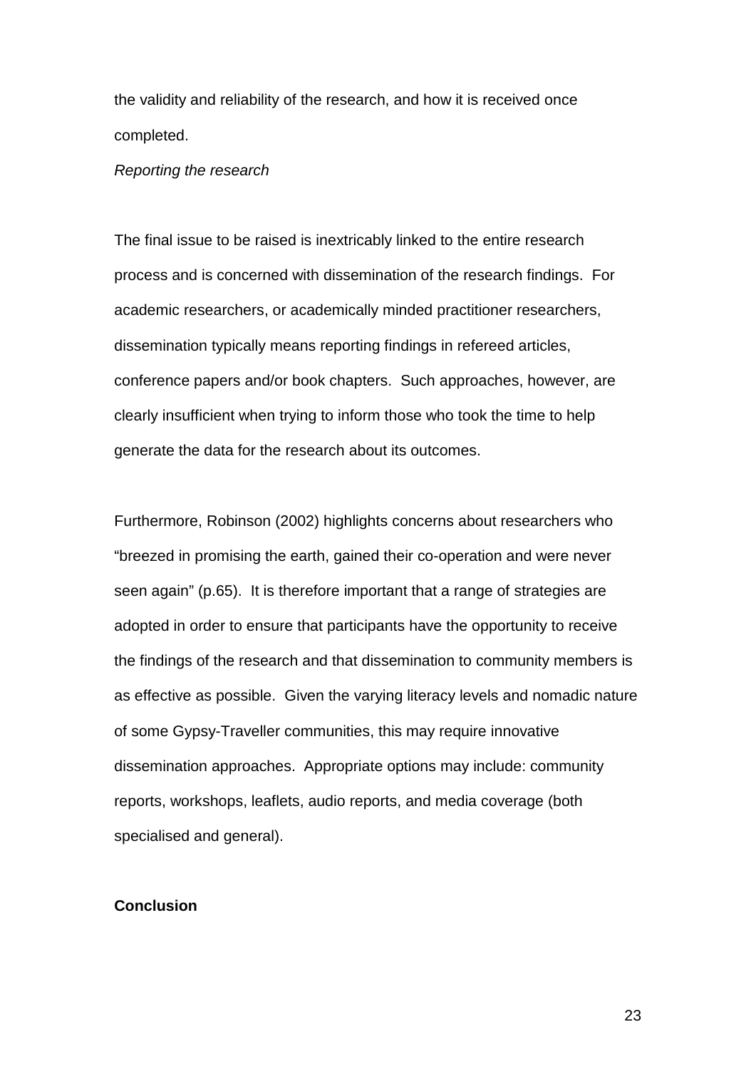the validity and reliability of the research, and how it is received once completed.

*Reporting the research*

The final issue to be raised is inextricably linked to the entire research process and is concerned with dissemination of the research findings. For academic researchers, or academically minded practitioner researchers, dissemination typically means reporting findings in refereed articles, conference papers and/or book chapters. Such approaches, however, are clearly insufficient when trying to inform those who took the time to help generate the data for the research about its outcomes.

Furthermore, Robinson (2002) highlights concerns about researchers who "breezed in promising the earth, gained their co-operation and were never seen again" (p.65). It is therefore important that a range of strategies are adopted in order to ensure that participants have the opportunity to receive the findings of the research and that dissemination to community members is as effective as possible. Given the varying literacy levels and nomadic nature of some Gypsy-Traveller communities, this may require innovative dissemination approaches. Appropriate options may include: community reports, workshops, leaflets, audio reports, and media coverage (both specialised and general).

## Conclusion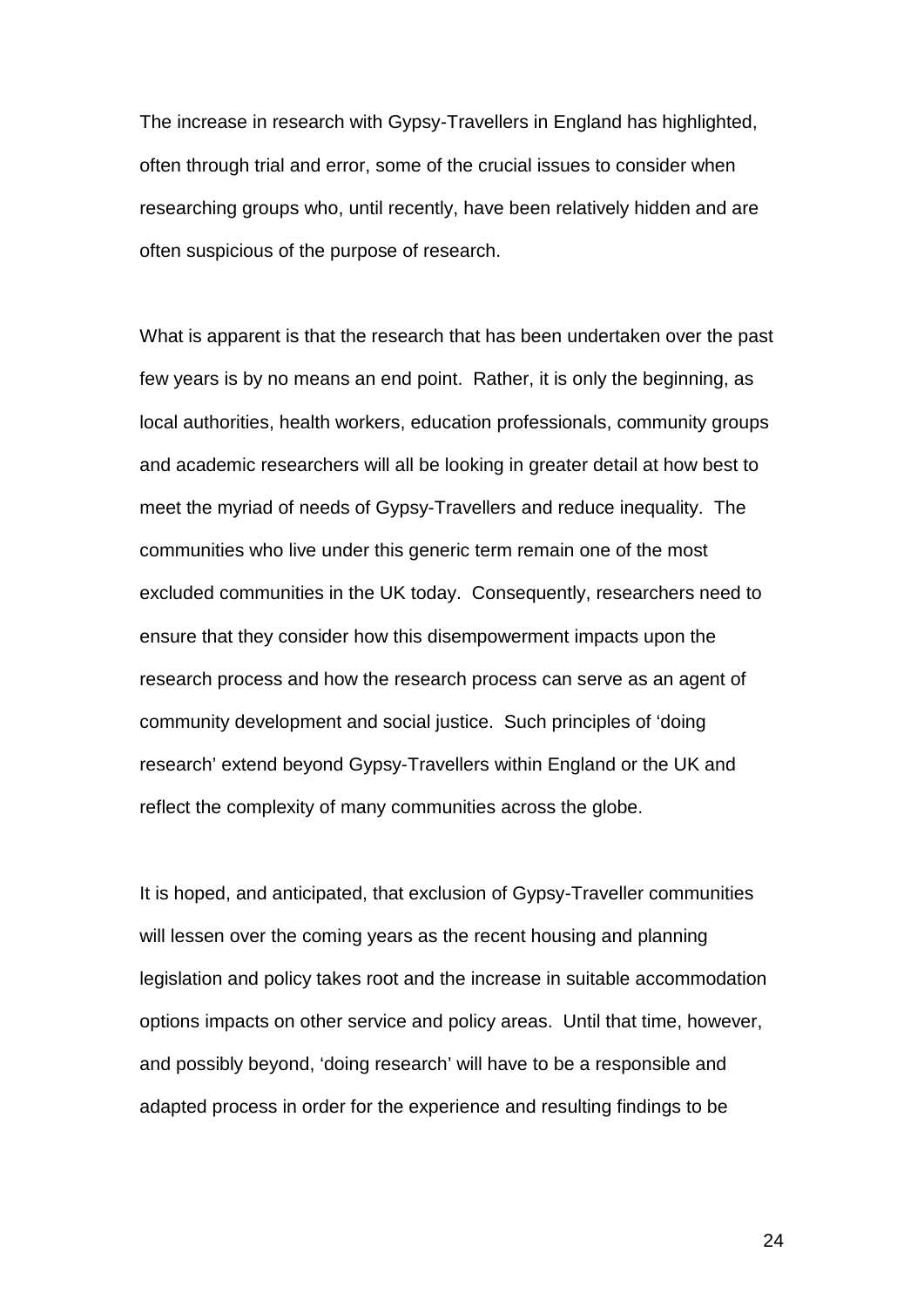The increase in research with Gypsy-Travellers in England has highlighted, often through trial and error, some of the crucial issues to consider when researching groups who, until recently, have been relatively hidden and are often suspicious of the purpose of research.

What is apparent is that the research that has been undertaken over the past few years is by no means an end point. Rather, it is only the beginning, as local authorities, health workers, education professionals, community groups and academic researchers will all be looking in greater detail at how best to meet the myriad of needs of Gypsy-Travellers and reduce inequality. The communities who live under this generic term remain one of the most excluded communities in the UK today. Consequently, researchers need to ensure that they consider how this disempowerment impacts upon the research process and how the research process can serve as an agent of community development and social justice. Such principles of 'doing research' extend beyond Gypsy-Travellers within England or the UK and reflect the complexity of many communities across the globe.

It is hoped, and anticipated, that exclusion of Gypsy-Traveller communities will lessen over the coming years as the recent housing and planning legislation and policy takes root and the increase in suitable accommodation options impacts on other service and policy areas. Until that time, however, and possibly beyond, 'doing research' will have to be a responsible and adapted process in order for the experience and resulting findings to be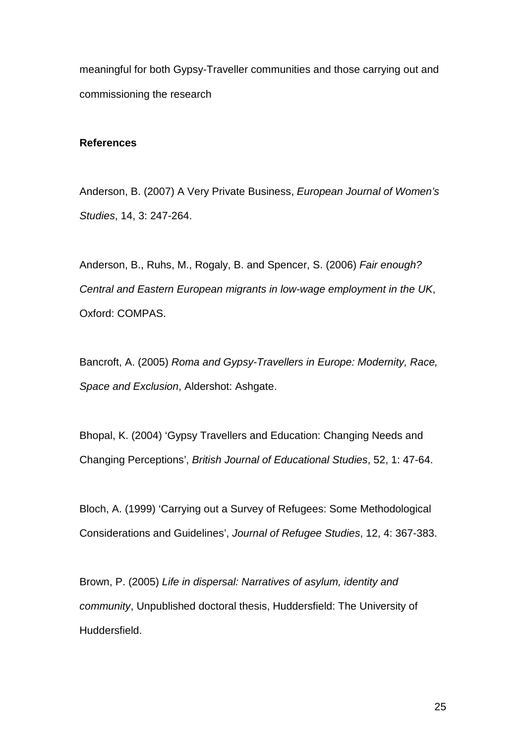meaningful for both Gypsy-Traveller communities and those carrying out and commissioning the research

**References**

Anderson, B. (2007) A Very Private Business, *European Journal of Women's Studies*, 14, 3: 247-264.

Anderson, B., Ruhs, M., Rogaly, B. and Spencer, S. (2006) *Fair enough? Central and Eastern European migrants in low-wage employment in the UK*, Oxford: COMPAS.

Bancroft, A. (2005) *Roma and Gypsy-Travellers in Europe: Modernity, Race, Space and Exclusion*, Aldershot: Ashgate.

Bhopal, K. (2004) 'Gypsy Travellers and Education: Changing Needs and Changing Perceptions', *British Journal of Educational Studies*, 52, 1: 47-64.

Bloch, A. (1999) 'Carrying out a Survey of Refugees: Some Methodological Considerations and Guidelines', *Journal of Refugee Studies*, 12, 4: 367-383.

Brown, P. (2005) *Life in dispersal: Narratives of asylum, identity and community*, Unpublished doctoral thesis, Huddersfield: The University of Huddersfield.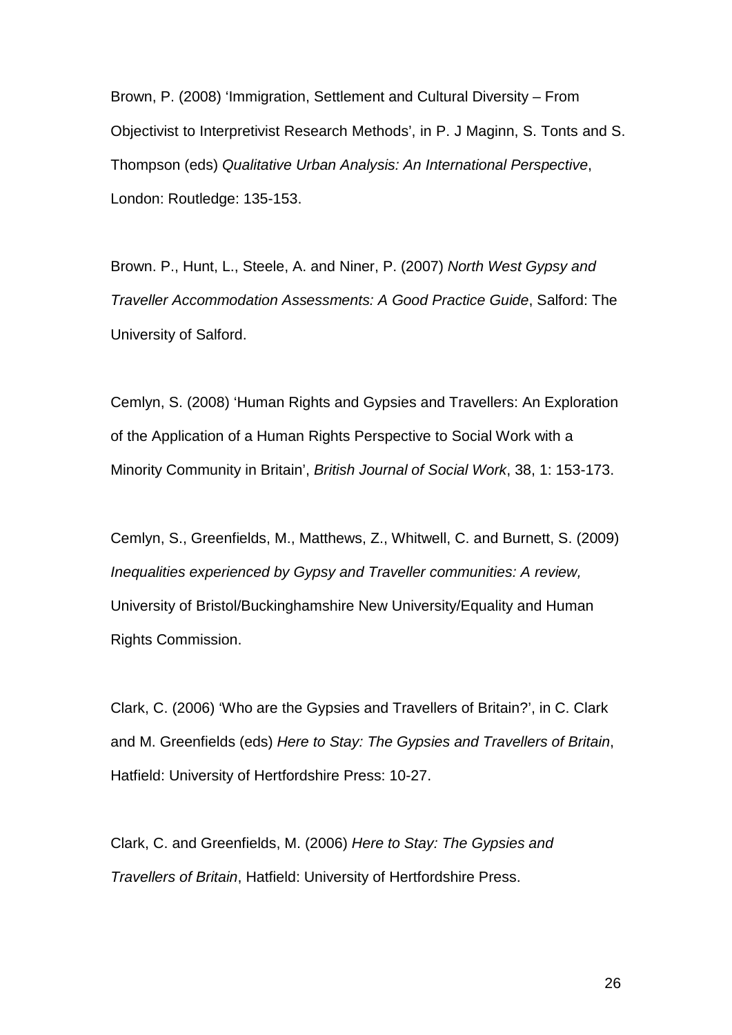Brown, P. (2008) 'Immigration, Settlement and Cultural Diversity – From Objectivist to Interpretivist Research Methods', in P. J Maginn, S. Tonts and S. Thompson (eds) *Qualitative Urban Analysis: An International Perspective*, London: Routledge: 135-153.

Brown. P., Hunt, L., Steele, A. and Niner, P. (2007) *North West Gypsy and Traveller Accommodation Assessments: A Good Practice Guide*, Salford: The University of Salford.

Cemlyn, S. (2008) 'Human Rights and Gypsies and Travellers: An Exploration of the Application of a Human Rights Perspective to Social Work with a Minority Community in Britain', *British Journal of Social Work*, 38, 1: 153-173.

Cemlyn, S., Greenfields, M., Matthews, Z., Whitwell, C. and Burnett, S. (2009) *Inequalities experienced by Gypsy and Traveller communities: A review,* University of Bristol/Buckinghamshire New University/Equality and Human Rights Commission.

Clark, C. (2006) 'Who are the Gypsies and Travellers of Britain?', in C. Clark and M. Greenfields (eds) *Here to Stay: The Gypsies and Travellers of Britain*, Hatfield: University of Hertfordshire Press: 10-27.

Clark, C. and Greenfields, M. (2006) *Here to Stay: The Gypsies and Travellers of Britain*, Hatfield: University of Hertfordshire Press.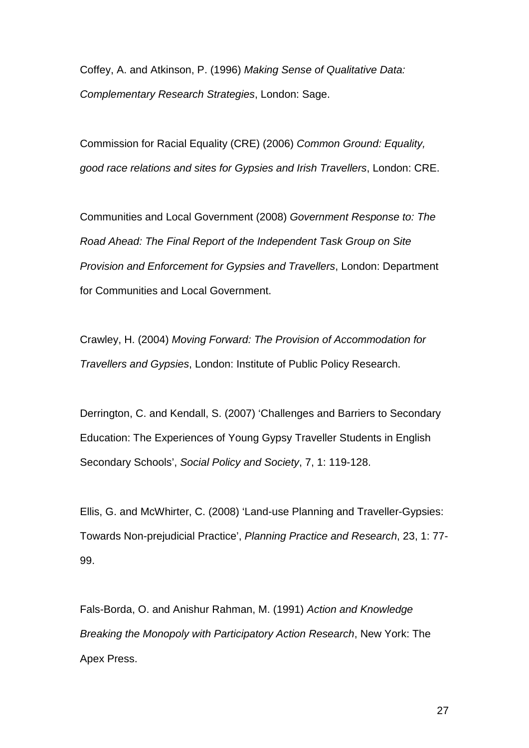Coffey, A. and Atkinson, P. (1996) *Making Sense of Qualitative Data: Complementary Research Strategies*, London: Sage.

Commission for Racial Equality (CRE) (2006) *Common Ground: Equality, good race relations and sites for Gypsies and Irish Travellers*, London: CRE.

Communities and Local Government (2008) *Government Response to: The Road Ahead: The Final Report of the Independent Task Group on Site Provision and Enforcement for Gypsies and Travellers*, London: Department for Communities and Local Government.

Crawley, H. (2004) *Moving Forward: The Provision of Accommodation for Travellers and Gypsies*, London: Institute of Public Policy Research.

Derrington, C. and Kendall, S. (2007) 'Challenges and Barriers to Secondary Education: The Experiences of Young Gypsy Traveller Students in English Secondary Schools', *Social Policy and Society*, 7, 1: 119-128.

Ellis, G. and McWhirter, C. (2008) 'Land-use Planning and Traveller-Gypsies: Towards Non-prejudicial Practice', *Planning Practice and Research*, 23, 1: 77-99.

Fals-Borda, O. and Anishur Rahman, M. (1991) *Action and Knowledge Breaking the Monopoly with Participatory Action Research*, New York: The Apex Press.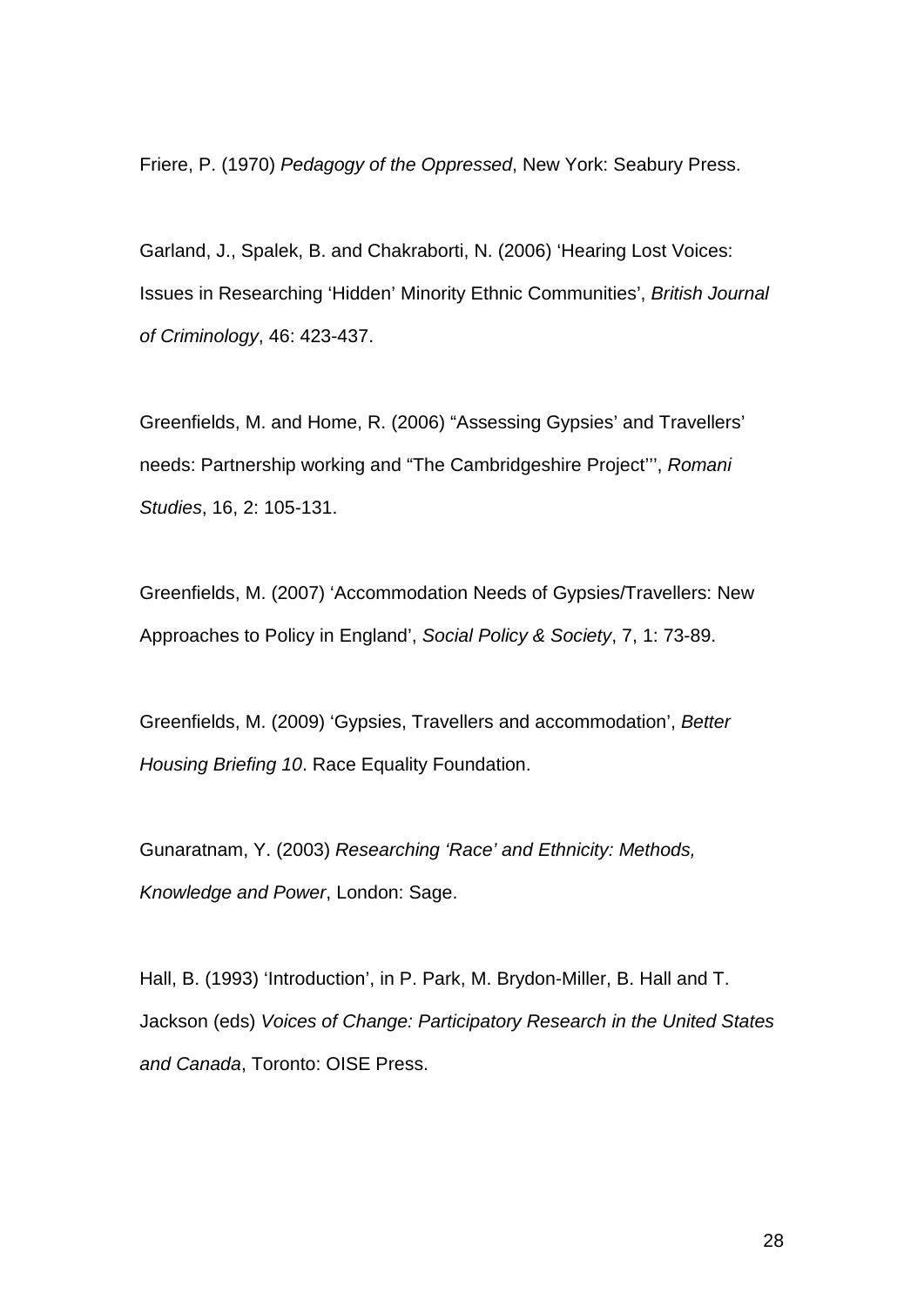Friere, P. (1970) *Pedagogy of the Oppressed*, New York: Seabury Press.

Garland, J., Spalek, B. and Chakraborti, N. (2006) 'Hearing Lost Voices: Issues in Researching 'Hidden' Minority Ethnic Communities', *British Journal of Criminology*, 46: 423-437.

Greenfields, M. and Home, R. (2006) "Assessing Gypsies' and Travellers' needs: Partnership working and "The Cambridgeshire Project"', *Romani Studies*, 16, 2: 105-131.

Greenfields, M. (2007) 'Accommodation Needs of Gypsies/Travellers: New Approaches to Policy in England', *Social Policy & Society*, 7, 1: 73-89.

Greenfields, M. (2009) 'Gypsies, Travellers and accommodation', *Better Housing Briefing 10*. Race Equality Foundation.

Gunaratnam, Y. (2003) *Researching 'Race' and Ethnicity: Methods, Knowledge and Power*, London: Sage.

Hall, B. (1993) 'Introduction', in P. Park, M. Brydon-Miller, B. Hall and T. Jackson (eds) *Voices of Change: Participatory Research in the United States and Canada*, Toronto: OISE Press.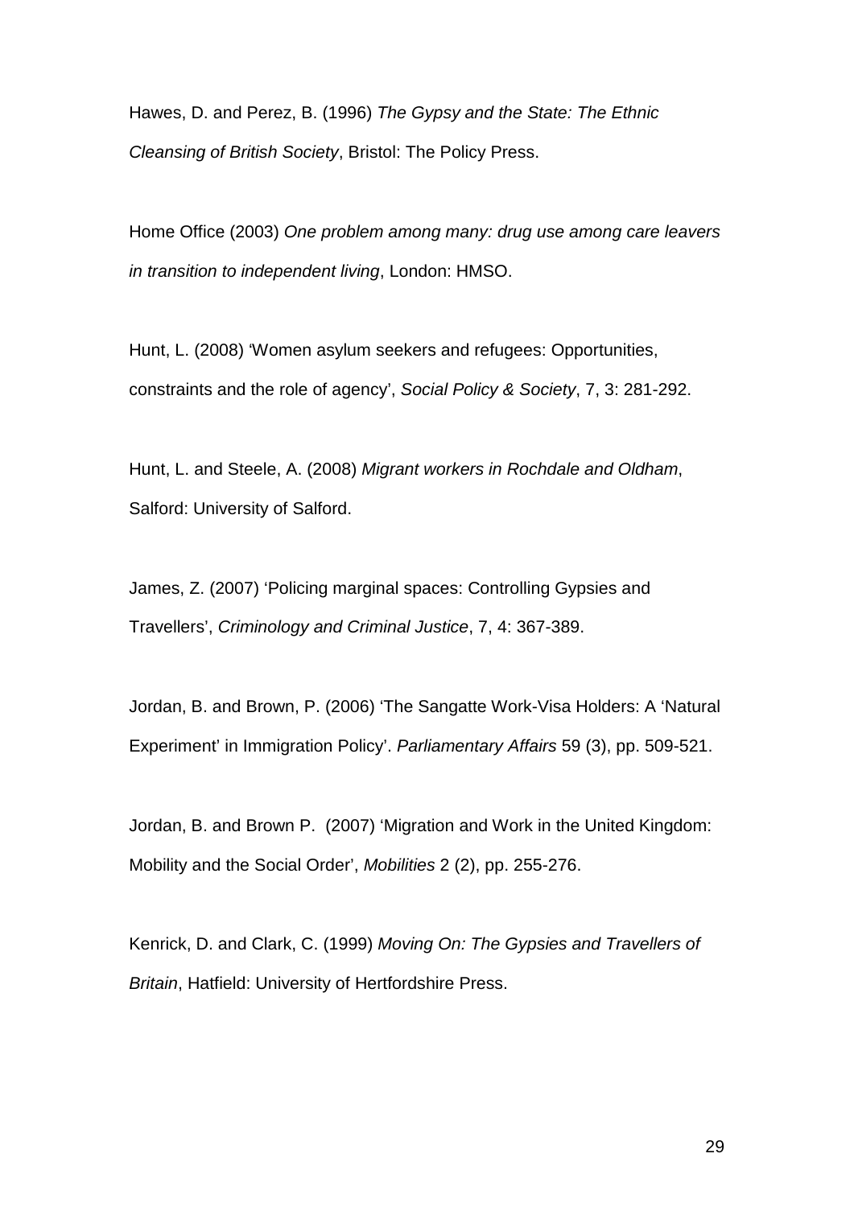Hawes, D. and Perez, B. (1996) *The Gypsy and the State: The Ethnic Cleansing of British Society*, Bristol: The Policy Press.

Home Office (2003) *One problem among many: drug use among care leavers in transition to independent living*, London: HMSO.

Hunt, L. (2008) 'Women asylum seekers and refugees: Opportunities, constraints and the role of agency', *Social Policy & Society*, 7, 3: 281-292.

Hunt, L. and Steele, A. (2008) *Migrant workers in Rochdale and Oldham*, Salford: University of Salford.

James, Z. (2007) 'Policing marginal spaces: Controlling Gypsies and Travellers', *Criminology and Criminal Justice*, 7, 4: 367-389.

Jordan, B. and Brown, P. (2006) 'The Sangatte Work-Visa Holders: A 'Natural Experiment' in Immigration Policy'. *Parliamentary Affairs* 59 (3), pp. 509-521.

Jordan, B. and Brown P. (2007) 'Migration and Work in the United Kingdom: Mobility and the Social Order', *Mobilities* 2 (2), pp. 255-276.

Kenrick, D. and Clark, C. (1999) *Moving On: The Gypsies and Travellers of Britain*, Hatfield: University of Hertfordshire Press.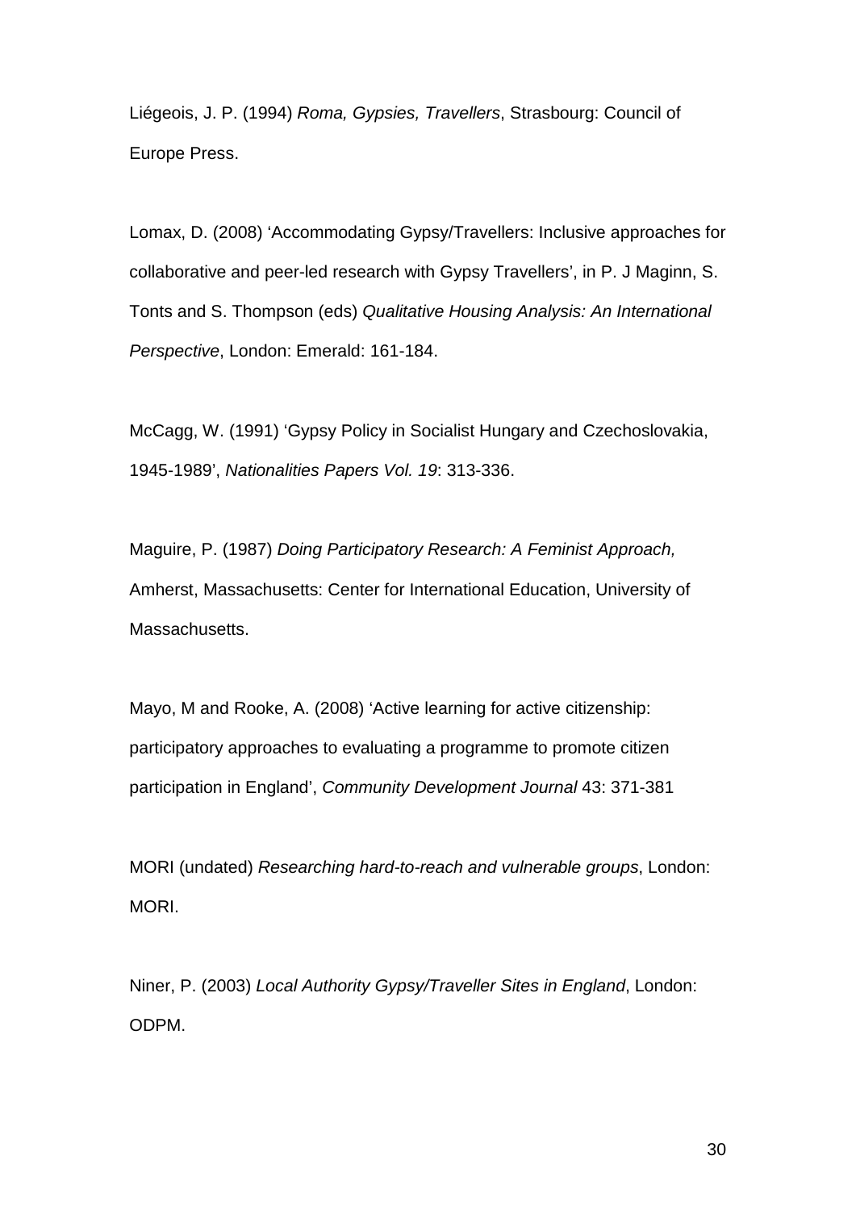Liégeois, J. P. (1994) *Roma, Gypsies, Travellers*, Strasbourg: Council of Europe Press.

Lomax, D. (2008) 'Accommodating Gypsy/Travellers: Inclusive approaches for collaborative and peer-led research with Gypsy Travellers', in P. J Maginn, S. Tonts and S. Thompson (eds) *Qualitative Housing Analysis: An International Perspective*, London: Emerald: 161-184.

McCagg, W. (1991) 'Gypsy Policy in Socialist Hungary and Czechoslovakia, 1945-1989', *Nationalities Papers Vol. 19*: 313-336.

Maguire, P. (1987) *Doing Participatory Research: A Feminist Approach,* Amherst, Massachusetts: Center for International Education, University of Massachusetts.

Mayo, M and Rooke, A. (2008) 'Active learning for active citizenship: participatory approaches to evaluating a programme to promote citizen participation in England', *Community Development Journal* 43: 371-381

MORI (undated) *Researching hard-to-reach and vulnerable groups*, London: MORI.

Niner, P. (2003) *Local Authority Gypsy/Traveller Sites in England*, London: ODPM.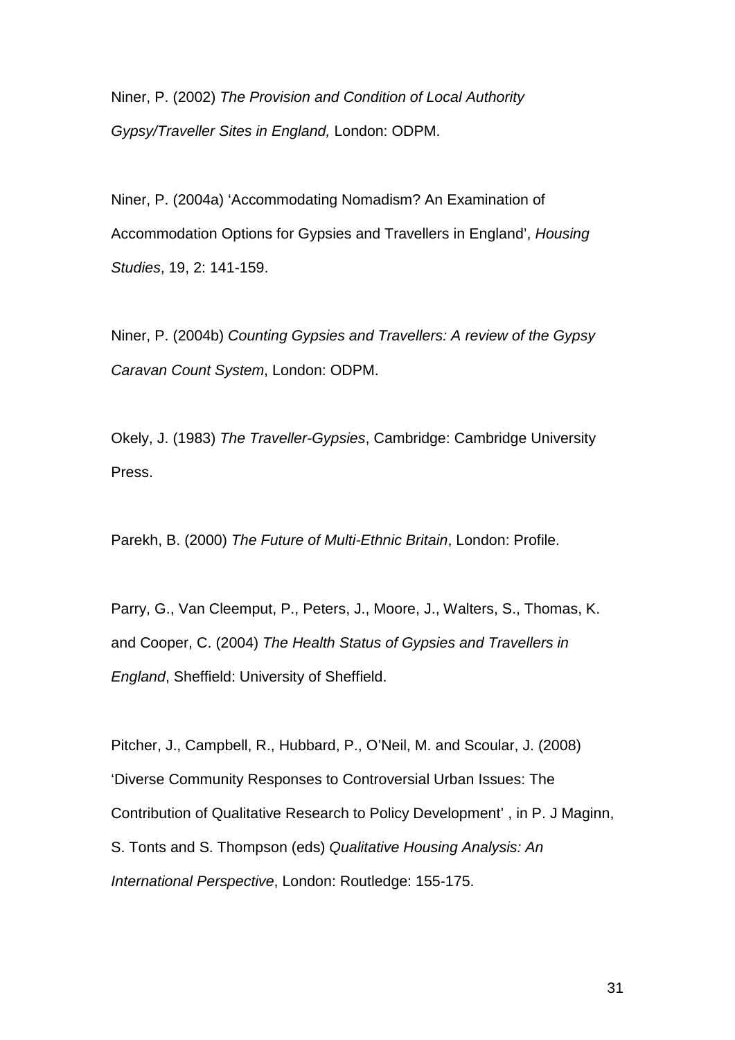Niner, P. (2002) *The Provision and Condition of Local Authority Gypsy/Traveller Sites in England,* London: ODPM.

Niner, P. (2004a) 'Accommodating Nomadism? An Examination of Accommodation Options for Gypsies and Travellers in England', *Housing Studies*, 19, 2: 141-159.

Niner, P. (2004b) *Counting Gypsies and Travellers: A review of the Gypsy Caravan Count System*, London: ODPM.

Okely, J. (1983) *The Traveller-Gypsies*, Cambridge: Cambridge University Press.

Parekh, B. (2000) *The Future of Multi-Ethnic Britain*, London: Profile.

Parry, G., Van Cleemput, P., Peters, J., Moore, J., Walters, S., Thomas, K. and Cooper, C. (2004) *The Health Status of Gypsies and Travellers in England*, Sheffield: University of Sheffield.

Pitcher, J., Campbell, R., Hubbard, P., O'Neil, M. and Scoular, J. (2008) 'Diverse Community Responses to Controversial Urban Issues: The Contribution of Qualitative Research to Policy Development' , in P. J Maginn, S. Tonts and S. Thompson (eds) *Qualitative Housing Analysis: An International Perspective*, London: Routledge: 155-175.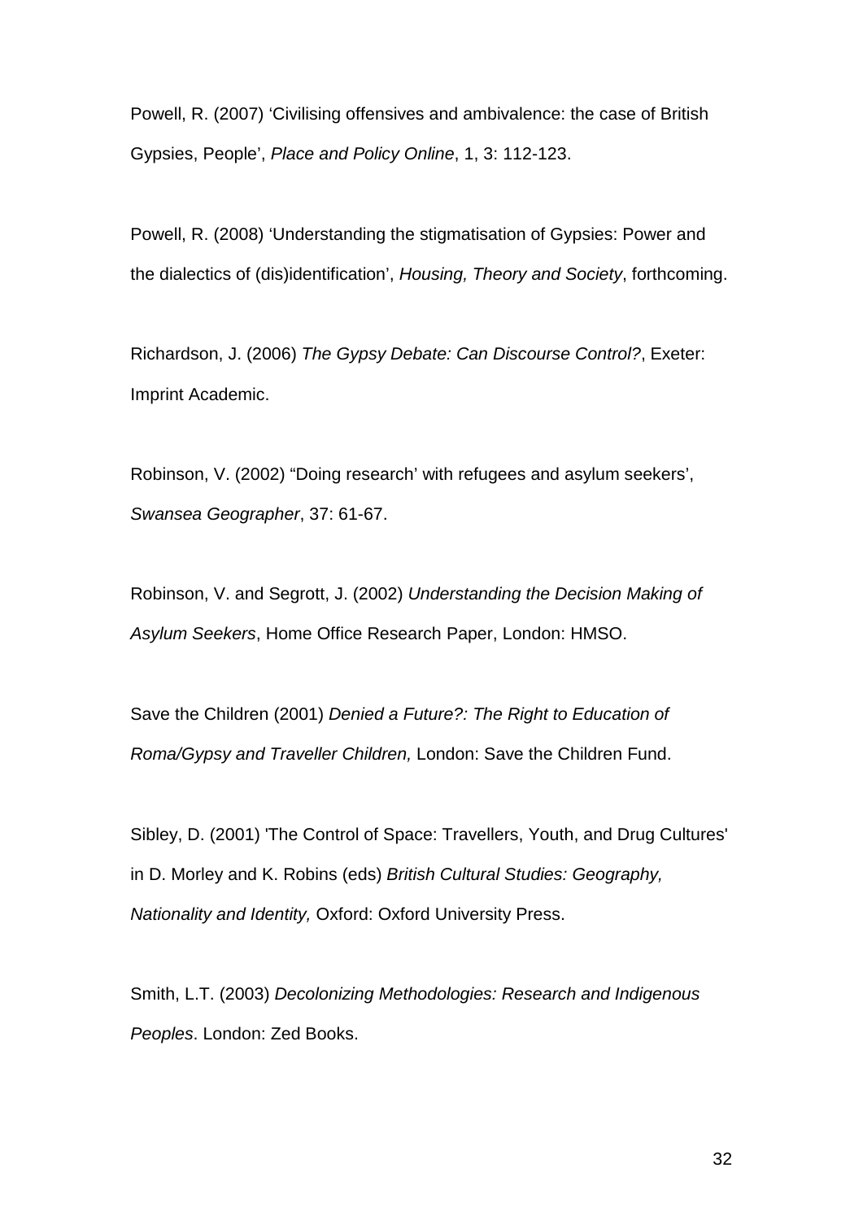Powell, R. (2007) 'Civilising offensives and ambivalence: the case of British Gypsies, People', *Place and Policy Online*, 1, 3: 112-123.

Powell, R. (2008) 'Understanding the stigmatisation of Gypsies: Power and the dialectics of (dis)identification', *Housing, Theory and Society*, forthcoming.

Richardson, J. (2006) *The Gypsy Debate: Can Discourse Control?*, Exeter: Imprint Academic.

Robinson, V. (2002) "Doing research' with refugees and asylum seekers', *Swansea Geographer*, 37: 61-67.

Robinson, V. and Segrott, J. (2002) *Understanding the Decision Making of Asylum Seekers*, Home Office Research Paper, London: HMSO.

Save the Children (2001) *Denied a Future?: The Right to Education of Roma/Gypsy and Traveller Children,* London: Save the Children Fund.

Sibley, D. (2001) 'The Control of Space: Travellers, Youth, and Drug Cultures' in D. Morley and K. Robins (eds) *British Cultural Studies: Geography, Nationality and Identity,* Oxford: Oxford University Press.

Smith, L.T. (2003) *Decolonizing Methodologies: Research and Indigenous Peoples*. London: Zed Books.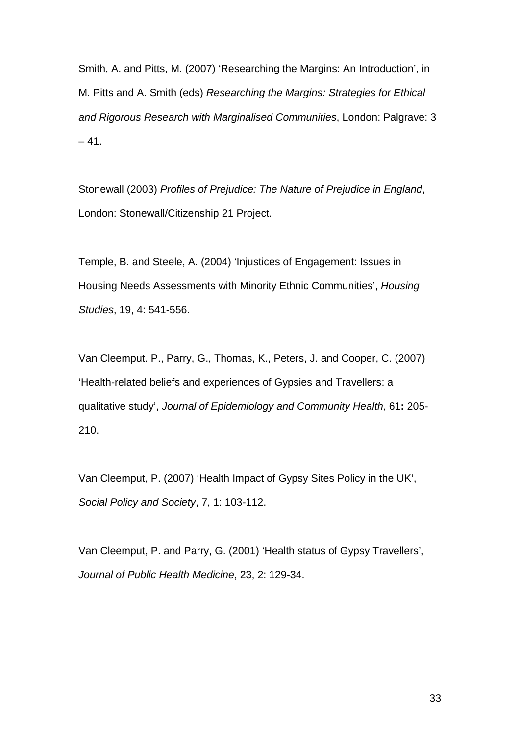Smith, A. and Pitts, M. (2007) 'Researching the Margins: An Introduction', in M. Pitts and A. Smith (eds) *Researching the Margins: Strategies for Ethical and Rigorous Research with Marginalised Communities*, London: Palgrave: 3 – 41.

Stonewall (2003) *Profiles of Prejudice: The Nature of Prejudice in England*, London: Stonewall/Citizenship 21 Project.

Temple, B. and Steele, A. (2004) 'Injustices of Engagement: Issues in Housing Needs Assessments with Minority Ethnic Communities', *Housing Studies*, 19, 4: 541-556.

Van Cleemput. P., Parry, G., Thomas, K., Peters, J. and Cooper, C. (2007) 'Health-related beliefs and experiences of Gypsies and Travellers: a qualitative study', *Journal of Epidemiology and Community Health,* 61**:** 205-210.

Van Cleemput, P. (2007) 'Health Impact of Gypsy Sites Policy in the UK', *Social Policy and Society*, 7, 1: 103-112.

Van Cleemput, P. and Parry, G. (2001) 'Health status of Gypsy Travellers', *Journal of Public Health Medicine*, 23, 2: 129-34.